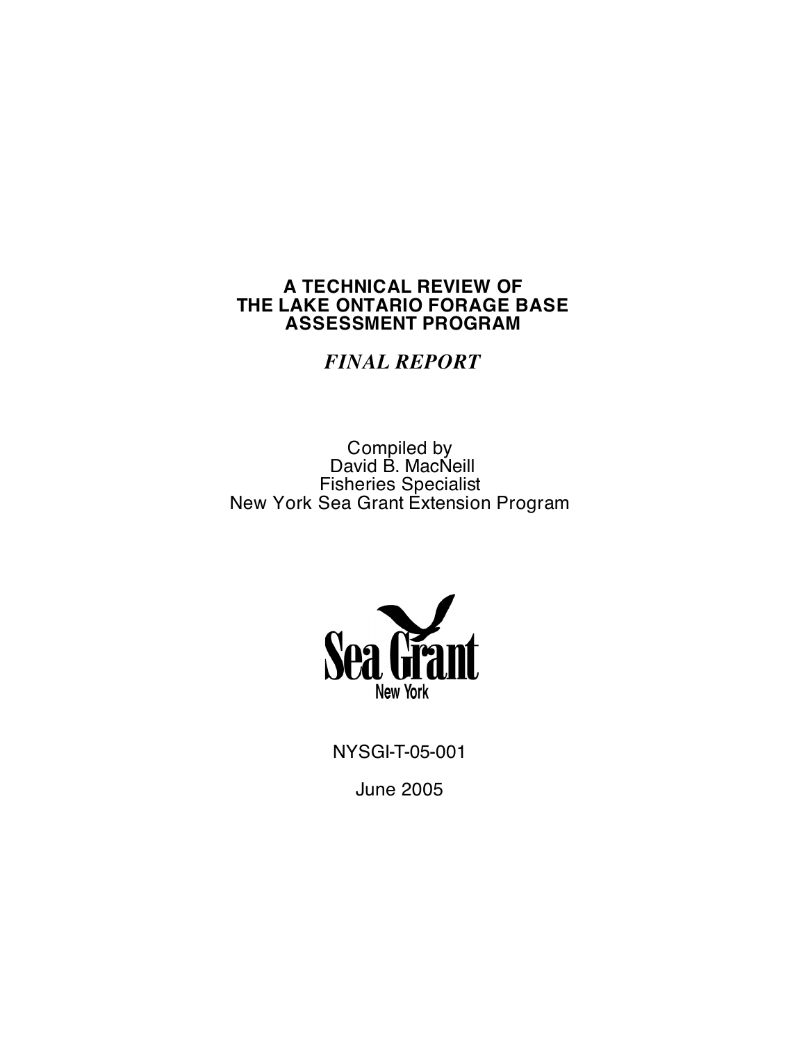# A TECHNICAL REVIEW OF THE LAKE ONTARIO FORAGE BASE ASSESSMENT PROGRAM

## *FINAL REPORT*

Compiled by
David B. MacNeill
Fisheries Specialist
New York Sea Grant Extension Program

Sea Grant
New York

NYSGI-T-05-001

June 2005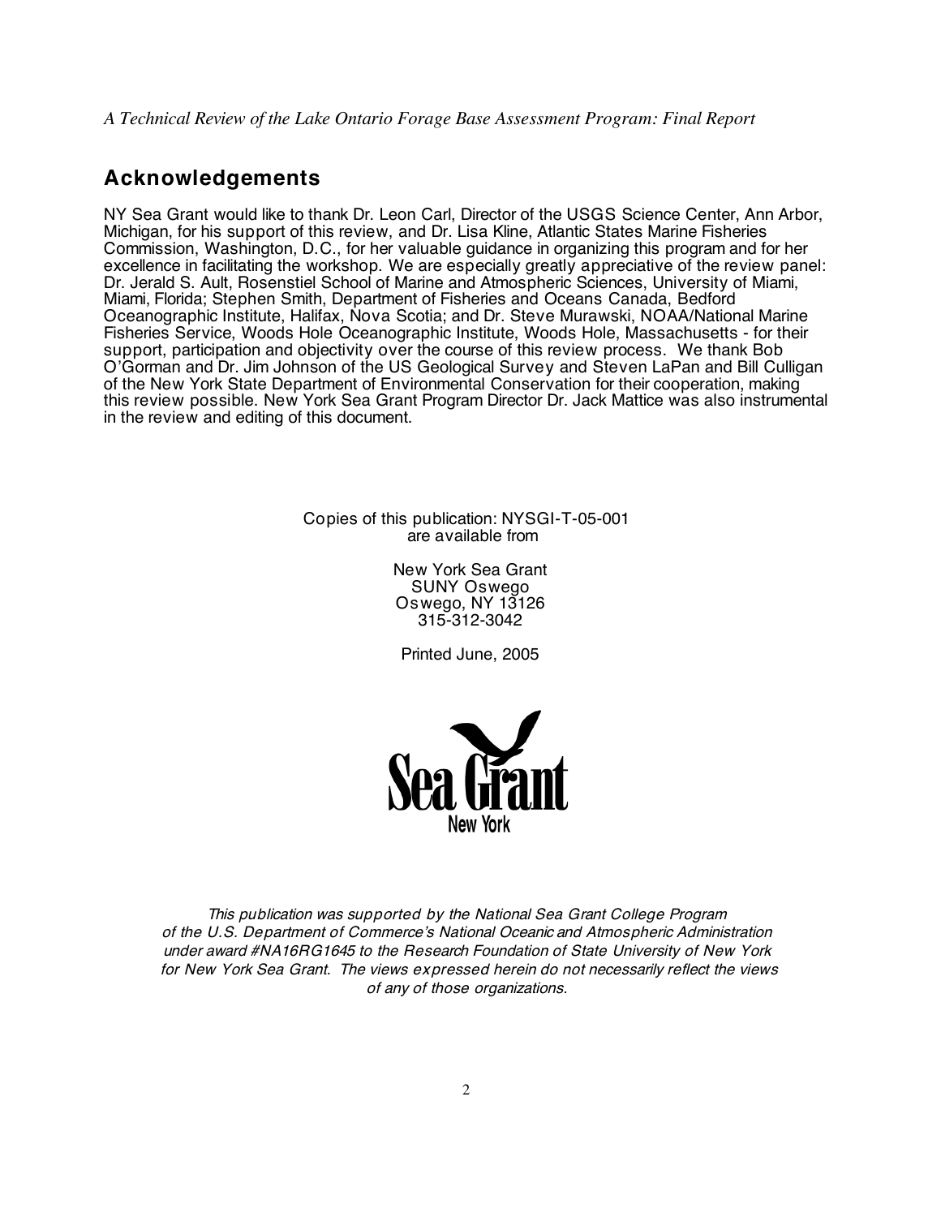## Acknowledgements

NY Sea Grant would like to thank Dr. Leon Carl, Director of the USGS Science Center, Ann Arbor, Michigan, for his support of this review, and Dr. Lisa Kline, Atlantic States Marine Fisheries Commission, Washington, D.C., for her valuable guidance in organizing this program and for her excellence in facilitating the workshop. We are especially greatly appreciative of the review panel: Dr. Jerald S. Ault, Rosenstiel School of Marine and Atmospheric Sciences, University of Miami, Miami, Florida; Stephen Smith, Department of Fisheries and Oceans Canada, Bedford Oceanographic Institute, Halifax, Nova Scotia; and Dr. Steve Murawski, NOAA/National Marine Fisheries Service, Woods Hole Oceanographic Institute, Woods Hole, Massachusetts - for their support, participation and objectivity over the course of this review process. We thank Bob O'Gorman and Dr. Jim Johnson of the US Geological Survey and Steven LaPan and Bill Culligan of the New York State Department of Environmental Conservation for their cooperation, making this review possible. New York Sea Grant Program Director Dr. Jack Mattice was also instrumental in the review and editing of this document.

Copies of this publication: NYSGI-T-05-001
are available from

New York Sea Grant
SUNY Oswego
Oswego, NY 13126
315-312-3042

Printed June, 2005

Sea Grant
New York

*This publication was supported by the National Sea Grant College Program of the U.S. Department of Commerce's National Oceanic and Atmospheric Administration under award #NA16RG1645 to the Research Foundation of State University of New York for New York Sea Grant. The views expressed herein do not necessarily reflect the views of any of those organizations.*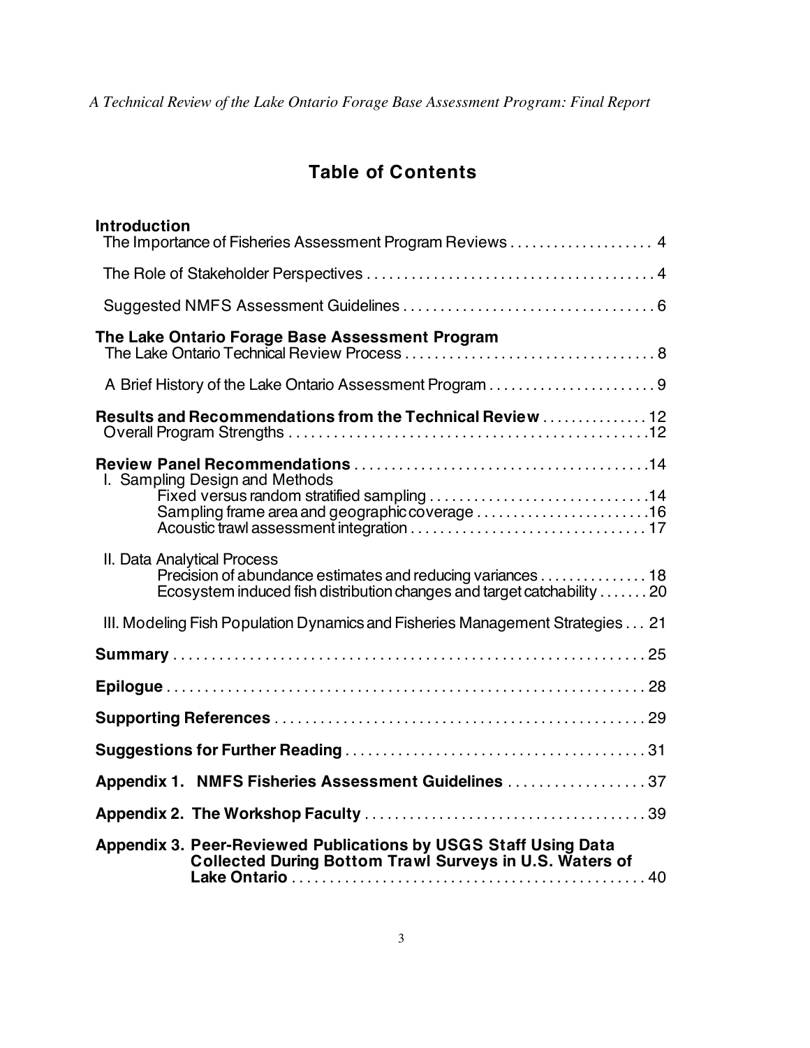# Table of Contents

**Introduction**

The Importance of Fisheries Assessment Program Reviews . . . . . . . . . . . . . . . . . . . . 4

The Role of Stakeholder Perspectives . . . . . . . . . . . . . . . . . . . . . . . . . . . . . . . . . . . . . . . 4

Suggested NMFS Assessment Guidelines . . . . . . . . . . . . . . . . . . . . . . . . . . . . . . . . . . 6

**The Lake Ontario Forage Base Assessment Program**

The Lake Ontario Technical Review Process . . . . . . . . . . . . . . . . . . . . . . . . . . . . . . . . . 8

A Brief History of the Lake Ontario Assessment Program . . . . . . . . . . . . . . . . . . . . . . . 9

**Results and Recommendations from the Technical Review** . . . . . . . . . . . . . . 12

Overall Program Strengths . . . . . . . . . . . . . . . . . . . . . . . . . . . . . . . . . . . . . . . . . . . . . . . 12

**Review Panel Recommendations** . . . . . . . . . . . . . . . . . . . . . . . . . . . . . . . . . . . . . . . 14

I. Sampling Design and Methods

- Fixed versus random stratified sampling . . . . . . . . . . . . . . . . . . . . . . . . . . . . . 14
- Sampling frame area and geographic coverage . . . . . . . . . . . . . . . . . . . . . . . . 16
- Acoustic trawl assessment integration . . . . . . . . . . . . . . . . . . . . . . . . . . . . . . . 17

II. Data Analytical Process

- Precision of abundance estimates and reducing variances . . . . . . . . . . . . . . . 18
- Ecosystem induced fish distribution changes and target catchability . . . . . . . 20

III. Modeling Fish Population Dynamics and Fisheries Management Strategies . . . 21

**Summary** . . . . . . . . . . . . . . . . . . . . . . . . . . . . . . . . . . . . . . . . . . . . . . . . . . . . . . . . . . . 25

**Epilogue** . . . . . . . . . . . . . . . . . . . . . . . . . . . . . . . . . . . . . . . . . . . . . . . . . . . . . . . . . . . 28

**Supporting References** . . . . . . . . . . . . . . . . . . . . . . . . . . . . . . . . . . . . . . . . . . . . . . . . 29

**Suggestions for Further Reading** . . . . . . . . . . . . . . . . . . . . . . . . . . . . . . . . . . . . . . . . 31

**Appendix 1. NMFS Fisheries Assessment Guidelines** . . . . . . . . . . . . . . . . . . . 37

**Appendix 2. The Workshop Faculty** . . . . . . . . . . . . . . . . . . . . . . . . . . . . . . . . . . . . . 39

**Appendix 3. Peer-Reviewed Publications by USGS Staff Using Data Collected During Bottom Trawl Surveys in U.S. Waters of Lake Ontario** . . . . . . . . . . . . . . . . . . . . . . . . . . . . . . . . . . . . . . . . . . . . . 40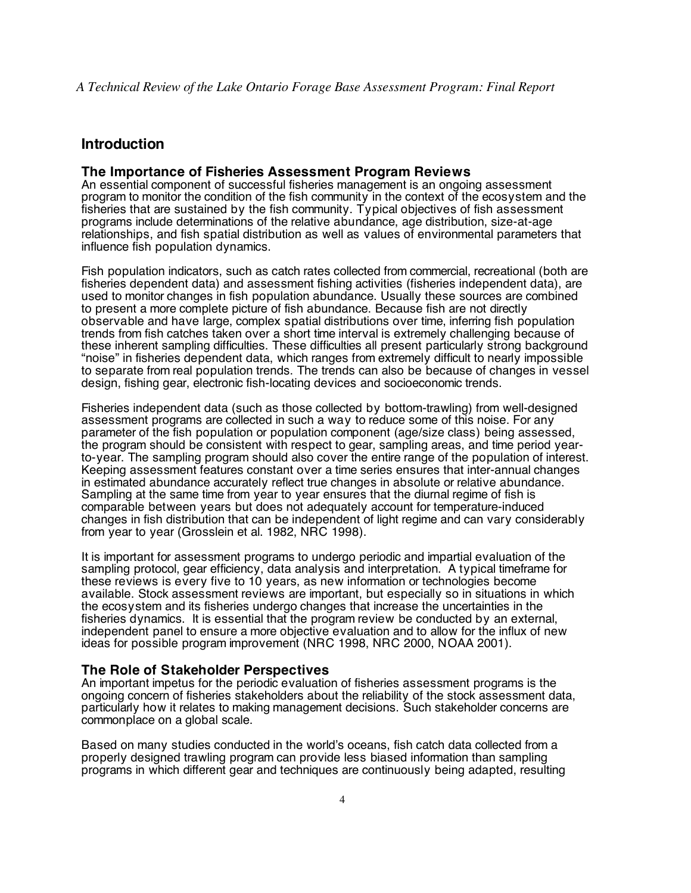## Introduction

### The Importance of Fisheries Assessment Program Reviews

An essential component of successful fisheries management is an ongoing assessment program to monitor the condition of the fish community in the context of the ecosystem and the fisheries that are sustained by the fish community. Typical objectives of fish assessment programs include determinations of the relative abundance, age distribution, size-at-age relationships, and fish spatial distribution as well as values of environmental parameters that influence fish population dynamics.

Fish population indicators, such as catch rates collected from commercial, recreational (both are fisheries dependent data) and assessment fishing activities (fisheries independent data), are used to monitor changes in fish population abundance. Usually these sources are combined to present a more complete picture of fish abundance. Because fish are not directly observable and have large, complex spatial distributions over time, inferring fish population trends from fish catches taken over a short time interval is extremely challenging because of these inherent sampling difficulties. These difficulties all present particularly strong background "noise" in fisheries dependent data, which ranges from extremely difficult to nearly impossible to separate from real population trends. The trends can also be because of changes in vessel design, fishing gear, electronic fish-locating devices and socioeconomic trends.

Fisheries independent data (such as those collected by bottom-trawling) from well-designed assessment programs are collected in such a way to reduce some of this noise. For any parameter of the fish population or population component (age/size class) being assessed, the program should be consistent with respect to gear, sampling areas, and time period year-to-year. The sampling program should also cover the entire range of the population of interest. Keeping assessment features constant over a time series ensures that inter-annual changes in estimated abundance accurately reflect true changes in absolute or relative abundance. Sampling at the same time from year to year ensures that the diurnal regime of fish is comparable between years but does not adequately account for temperature-induced changes in fish distribution that can be independent of light regime and can vary considerably from year to year (Grosslein et al. 1982, NRC 1998).

It is important for assessment programs to undergo periodic and impartial evaluation of the sampling protocol, gear efficiency, data analysis and interpretation. A typical timeframe for these reviews is every five to 10 years, as new information or technologies become available. Stock assessment reviews are important, but especially so in situations in which the ecosystem and its fisheries undergo changes that increase the uncertainties in the fisheries dynamics. It is essential that the program review be conducted by an external, independent panel to ensure a more objective evaluation and to allow for the influx of new ideas for possible program improvement (NRC 1998, NRC 2000, NOAA 2001).

### The Role of Stakeholder Perspectives

An important impetus for the periodic evaluation of fisheries assessment programs is the ongoing concern of fisheries stakeholders about the reliability of the stock assessment data, particularly how it relates to making management decisions. Such stakeholder concerns are commonplace on a global scale.

Based on many studies conducted in the world's oceans, fish catch data collected from a properly designed trawling program can provide less biased information than sampling programs in which different gear and techniques are continuously being adapted, resulting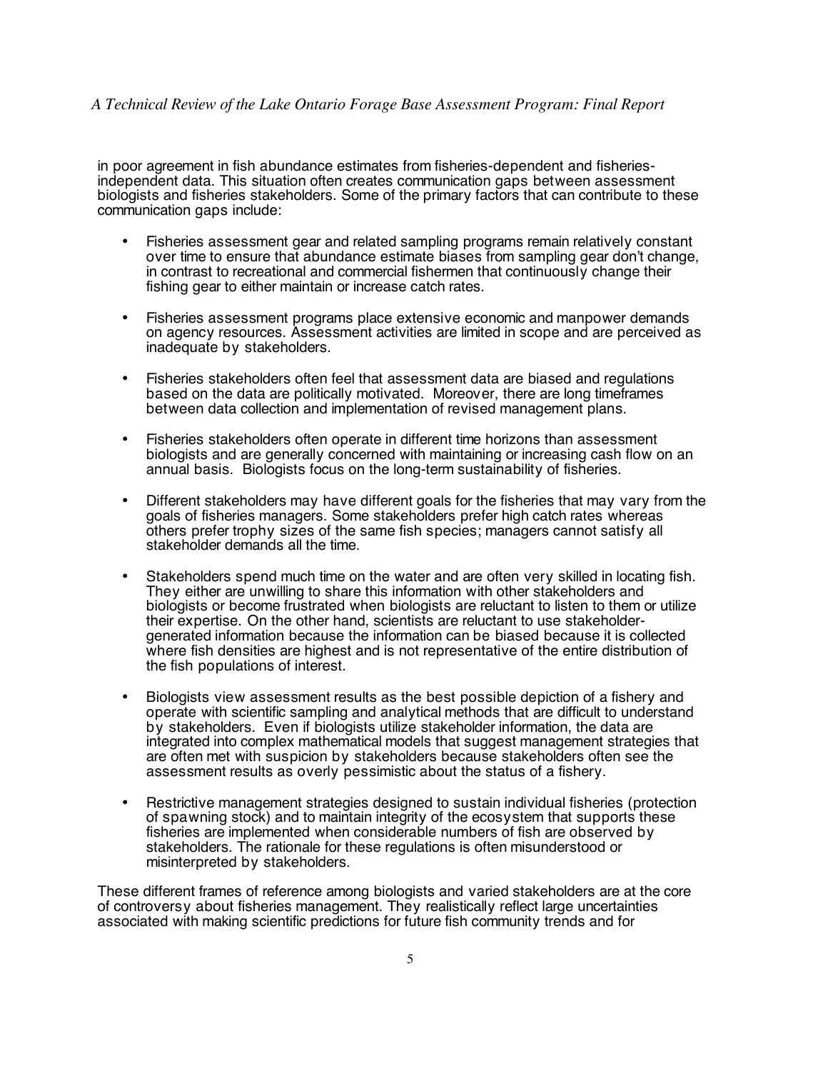in poor agreement in fish abundance estimates from fisheries-dependent and fisheries-independent data. This situation often creates communication gaps between assessment biologists and fisheries stakeholders. Some of the primary factors that can contribute to these communication gaps include:

- Fisheries assessment gear and related sampling programs remain relatively constant over time to ensure that abundance estimate biases from sampling gear don't change, in contrast to recreational and commercial fishermen that continuously change their fishing gear to either maintain or increase catch rates.

- Fisheries assessment programs place extensive economic and manpower demands on agency resources. Assessment activities are limited in scope and are perceived as inadequate by stakeholders.

- Fisheries stakeholders often feel that assessment data are biased and regulations based on the data are politically motivated. Moreover, there are long timeframes between data collection and implementation of revised management plans.

- Fisheries stakeholders often operate in different time horizons than assessment biologists and are generally concerned with maintaining or increasing cash flow on an annual basis. Biologists focus on the long-term sustainability of fisheries.

- Different stakeholders may have different goals for the fisheries that may vary from the goals of fisheries managers. Some stakeholders prefer high catch rates whereas others prefer trophy sizes of the same fish species; managers cannot satisfy all stakeholder demands all the time.

- Stakeholders spend much time on the water and are often very skilled in locating fish. They either are unwilling to share this information with other stakeholders and biologists or become frustrated when biologists are reluctant to listen to them or utilize their expertise. On the other hand, scientists are reluctant to use stakeholder-generated information because the information can be biased because it is collected where fish densities are highest and is not representative of the entire distribution of the fish populations of interest.

- Biologists view assessment results as the best possible depiction of a fishery and operate with scientific sampling and analytical methods that are difficult to understand by stakeholders. Even if biologists utilize stakeholder information, the data are integrated into complex mathematical models that suggest management strategies that are often met with suspicion by stakeholders because stakeholders often see the assessment results as overly pessimistic about the status of a fishery.

- Restrictive management strategies designed to sustain individual fisheries (protection of spawning stock) and to maintain integrity of the ecosystem that supports these fisheries are implemented when considerable numbers of fish are observed by stakeholders. The rationale for these regulations is often misunderstood or misinterpreted by stakeholders.

These different frames of reference among biologists and varied stakeholders are at the core of controversy about fisheries management. They realistically reflect large uncertainties associated with making scientific predictions for future fish community trends and for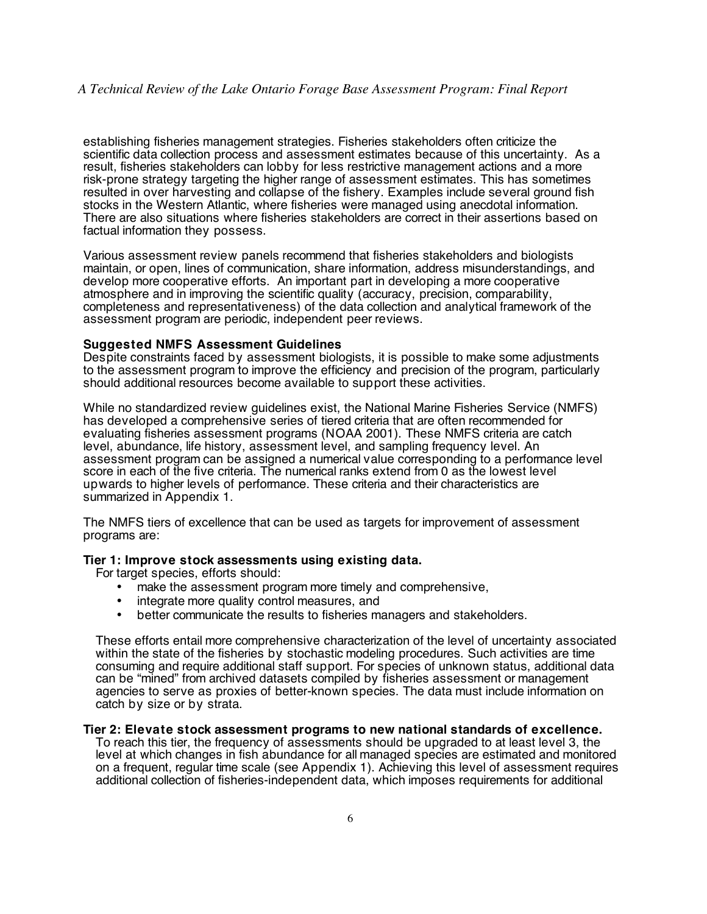establishing fisheries management strategies. Fisheries stakeholders often criticize the scientific data collection process and assessment estimates because of this uncertainty. As a result, fisheries stakeholders can lobby for less restrictive management actions and a more risk-prone strategy targeting the higher range of assessment estimates. This has sometimes resulted in over harvesting and collapse of the fishery. Examples include several ground fish stocks in the Western Atlantic, where fisheries were managed using anecdotal information. There are also situations where fisheries stakeholders are correct in their assertions based on factual information they possess.

Various assessment review panels recommend that fisheries stakeholders and biologists maintain, or open, lines of communication, share information, address misunderstandings, and develop more cooperative efforts. An important part in developing a more cooperative atmosphere and in improving the scientific quality (accuracy, precision, comparability, completeness and representativeness) of the data collection and analytical framework of the assessment program are periodic, independent peer reviews.

**Suggested NMFS Assessment Guidelines**

Despite constraints faced by assessment biologists, it is possible to make some adjustments to the assessment program to improve the efficiency and precision of the program, particularly should additional resources become available to support these activities.

While no standardized review guidelines exist, the National Marine Fisheries Service (NMFS) has developed a comprehensive series of tiered criteria that are often recommended for evaluating fisheries assessment programs (NOAA 2001). These NMFS criteria are catch level, abundance, life history, assessment level, and sampling frequency level. An assessment program can be assigned a numerical value corresponding to a performance level score in each of the five criteria. The numerical ranks extend from 0 as the lowest level upwards to higher levels of performance. These criteria and their characteristics are summarized in Appendix 1.

The NMFS tiers of excellence that can be used as targets for improvement of assessment programs are:

**Tier 1: Improve stock assessments using existing data.**

For target species, efforts should:

- make the assessment program more timely and comprehensive,
- integrate more quality control measures, and
- better communicate the results to fisheries managers and stakeholders.

These efforts entail more comprehensive characterization of the level of uncertainty associated within the state of the fisheries by stochastic modeling procedures. Such activities are time consuming and require additional staff support. For species of unknown status, additional data can be "mined" from archived datasets compiled by fisheries assessment or management agencies to serve as proxies of better-known species. The data must include information on catch by size or by strata.

**Tier 2: Elevate stock assessment programs to new national standards of excellence.**

To reach this tier, the frequency of assessments should be upgraded to at least level 3, the level at which changes in fish abundance for all managed species are estimated and monitored on a frequent, regular time scale (see Appendix 1). Achieving this level of assessment requires additional collection of fisheries-independent data, which imposes requirements for additional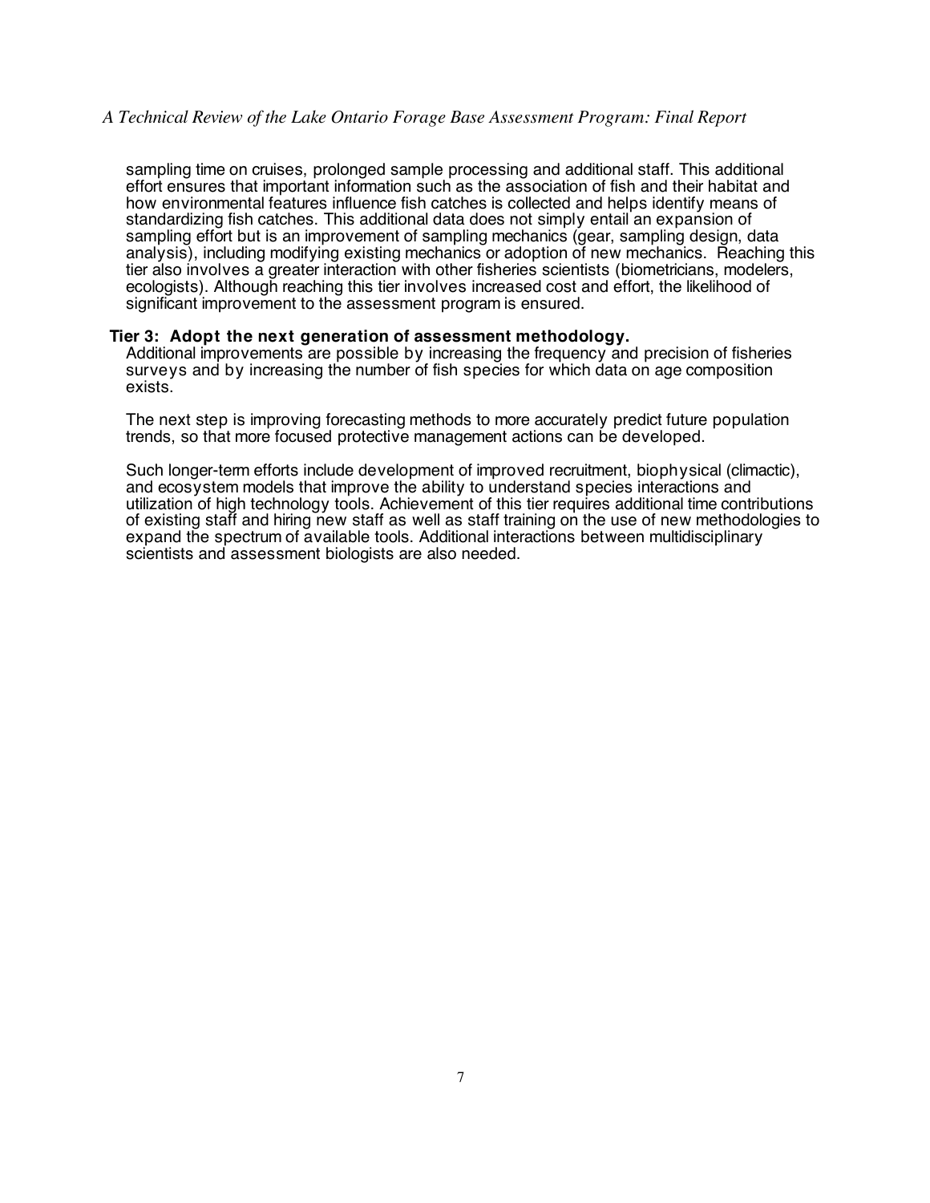sampling time on cruises, prolonged sample processing and additional staff. This additional effort ensures that important information such as the association of fish and their habitat and how environmental features influence fish catches is collected and helps identify means of standardizing fish catches. This additional data does not simply entail an expansion of sampling effort but is an improvement of sampling mechanics (gear, sampling design, data analysis), including modifying existing mechanics or adoption of new mechanics. Reaching this tier also involves a greater interaction with other fisheries scientists (biometricians, modelers, ecologists). Although reaching this tier involves increased cost and effort, the likelihood of significant improvement to the assessment program is ensured.

**Tier 3: Adopt the next generation of assessment methodology.**

Additional improvements are possible by increasing the frequency and precision of fisheries surveys and by increasing the number of fish species for which data on age composition exists.

The next step is improving forecasting methods to more accurately predict future population trends, so that more focused protective management actions can be developed.

Such longer-term efforts include development of improved recruitment, biophysical (climactic), and ecosystem models that improve the ability to understand species interactions and utilization of high technology tools. Achievement of this tier requires additional time contributions of existing staff and hiring new staff as well as staff training on the use of new methodologies to expand the spectrum of available tools. Additional interactions between multidisciplinary scientists and assessment biologists are also needed.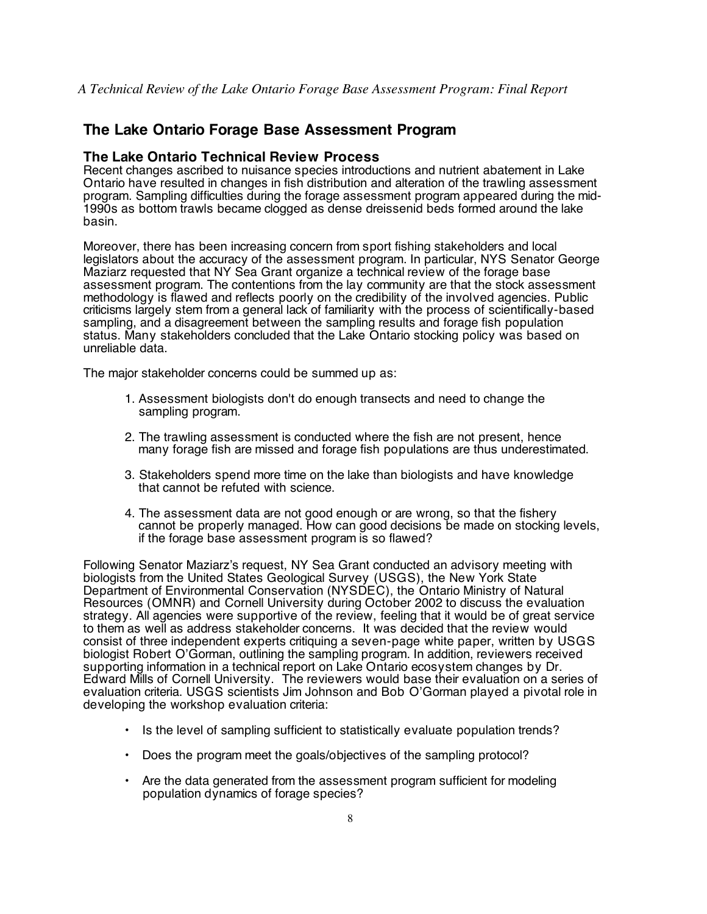## The Lake Ontario Forage Base Assessment Program

### The Lake Ontario Technical Review Process

Recent changes ascribed to nuisance species introductions and nutrient abatement in Lake Ontario have resulted in changes in fish distribution and alteration of the trawling assessment program. Sampling difficulties during the forage assessment program appeared during the mid-1990s as bottom trawls became clogged as dense dreissenid beds formed around the lake basin.

Moreover, there has been increasing concern from sport fishing stakeholders and local legislators about the accuracy of the assessment program. In particular, NYS Senator George Maziarz requested that NY Sea Grant organize a technical review of the forage base assessment program. The contentions from the lay community are that the stock assessment methodology is flawed and reflects poorly on the credibility of the involved agencies. Public criticisms largely stem from a general lack of familiarity with the process of scientifically-based sampling, and a disagreement between the sampling results and forage fish population status. Many stakeholders concluded that the Lake Ontario stocking policy was based on unreliable data.

The major stakeholder concerns could be summed up as:

1. Assessment biologists don't do enough transects and need to change the sampling program.
2. The trawling assessment is conducted where the fish are not present, hence many forage fish are missed and forage fish populations are thus underestimated.
3. Stakeholders spend more time on the lake than biologists and have knowledge that cannot be refuted with science.
4. The assessment data are not good enough or are wrong, so that the fishery cannot be properly managed. How can good decisions be made on stocking levels, if the forage base assessment program is so flawed?

Following Senator Maziarz's request, NY Sea Grant conducted an advisory meeting with biologists from the United States Geological Survey (USGS), the New York State Department of Environmental Conservation (NYSDEC), the Ontario Ministry of Natural Resources (OMNR) and Cornell University during October 2002 to discuss the evaluation strategy. All agencies were supportive of the review, feeling that it would be of great service to them as well as address stakeholder concerns. It was decided that the review would consist of three independent experts critiquing a seven-page white paper, written by USGS biologist Robert O'Gorman, outlining the sampling program. In addition, reviewers received supporting information in a technical report on Lake Ontario ecosystem changes by Dr. Edward Mills of Cornell University. The reviewers would base their evaluation on a series of evaluation criteria. USGS scientists Jim Johnson and Bob O'Gorman played a pivotal role in developing the workshop evaluation criteria:

- Is the level of sampling sufficient to statistically evaluate population trends?
- Does the program meet the goals/objectives of the sampling protocol?
- Are the data generated from the assessment program sufficient for modeling population dynamics of forage species?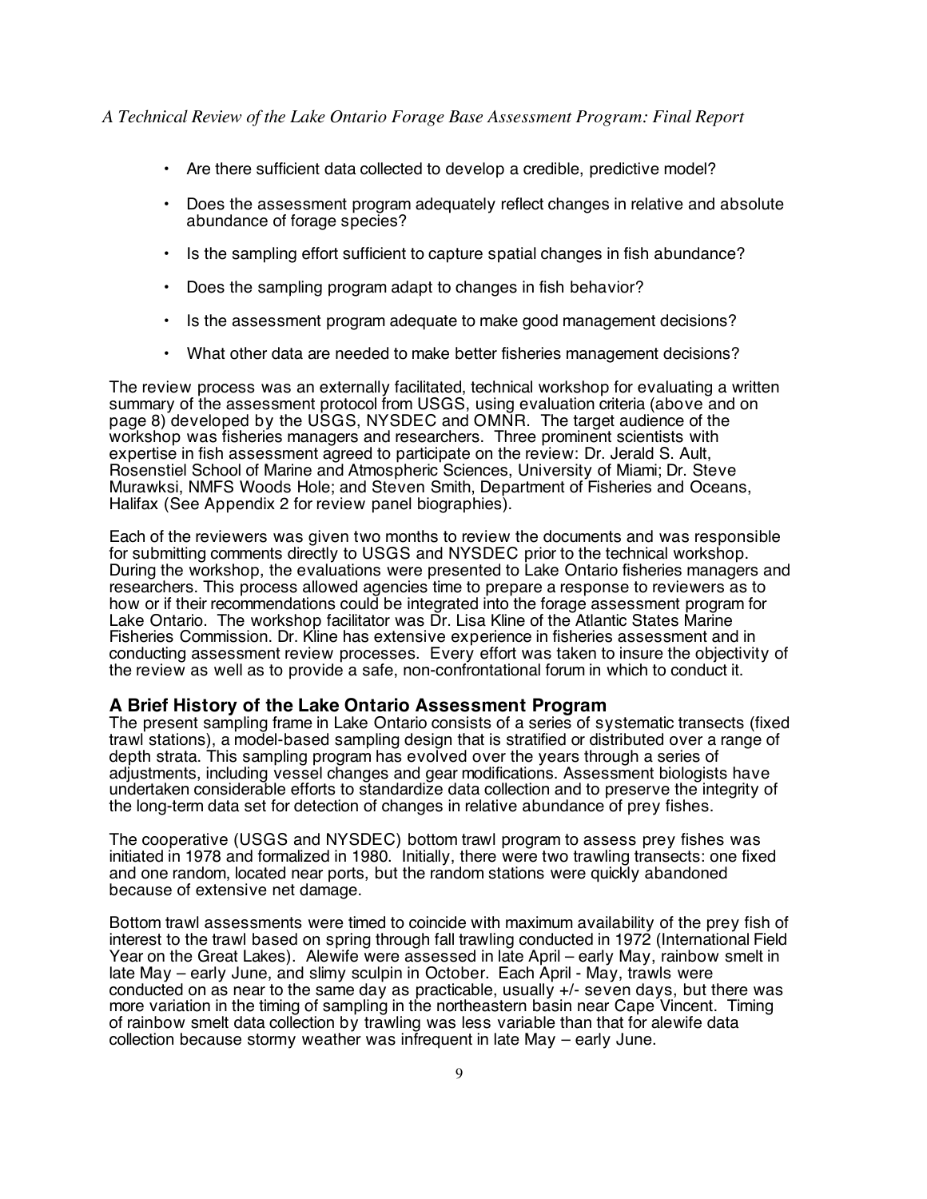- Are there sufficient data collected to develop a credible, predictive model?
- Does the assessment program adequately reflect changes in relative and absolute abundance of forage species?
- Is the sampling effort sufficient to capture spatial changes in fish abundance?
- Does the sampling program adapt to changes in fish behavior?
- Is the assessment program adequate to make good management decisions?
- What other data are needed to make better fisheries management decisions?

The review process was an externally facilitated, technical workshop for evaluating a written summary of the assessment protocol from USGS, using evaluation criteria (above and on page 8) developed by the USGS, NYSDEC and OMNR. The target audience of the workshop was fisheries managers and researchers. Three prominent scientists with expertise in fish assessment agreed to participate on the review: Dr. Jerald S. Ault, Rosenstiel School of Marine and Atmospheric Sciences, University of Miami; Dr. Steve Murawksi, NMFS Woods Hole; and Steven Smith, Department of Fisheries and Oceans, Halifax (See Appendix 2 for review panel biographies).

Each of the reviewers was given two months to review the documents and was responsible for submitting comments directly to USGS and NYSDEC prior to the technical workshop. During the workshop, the evaluations were presented to Lake Ontario fisheries managers and researchers. This process allowed agencies time to prepare a response to reviewers as to how or if their recommendations could be integrated into the forage assessment program for Lake Ontario. The workshop facilitator was Dr. Lisa Kline of the Atlantic States Marine Fisheries Commission. Dr. Kline has extensive experience in fisheries assessment and in conducting assessment review processes. Every effort was taken to insure the objectivity of the review as well as to provide a safe, non-confrontational forum in which to conduct it.

## A Brief History of the Lake Ontario Assessment Program

The present sampling frame in Lake Ontario consists of a series of systematic transects (fixed trawl stations), a model-based sampling design that is stratified or distributed over a range of depth strata. This sampling program has evolved over the years through a series of adjustments, including vessel changes and gear modifications. Assessment biologists have undertaken considerable efforts to standardize data collection and to preserve the integrity of the long-term data set for detection of changes in relative abundance of prey fishes.

The cooperative (USGS and NYSDEC) bottom trawl program to assess prey fishes was initiated in 1978 and formalized in 1980. Initially, there were two trawling transects: one fixed and one random, located near ports, but the random stations were quickly abandoned because of extensive net damage.

Bottom trawl assessments were timed to coincide with maximum availability of the prey fish of interest to the trawl based on spring through fall trawling conducted in 1972 (International Field Year on the Great Lakes). Alewife were assessed in late April – early May, rainbow smelt in late May – early June, and slimy sculpin in October. Each April - May, trawls were conducted on as near to the same day as practicable, usually +/- seven days, but there was more variation in the timing of sampling in the northeastern basin near Cape Vincent. Timing of rainbow smelt data collection by trawling was less variable than that for alewife data collection because stormy weather was infrequent in late May – early June.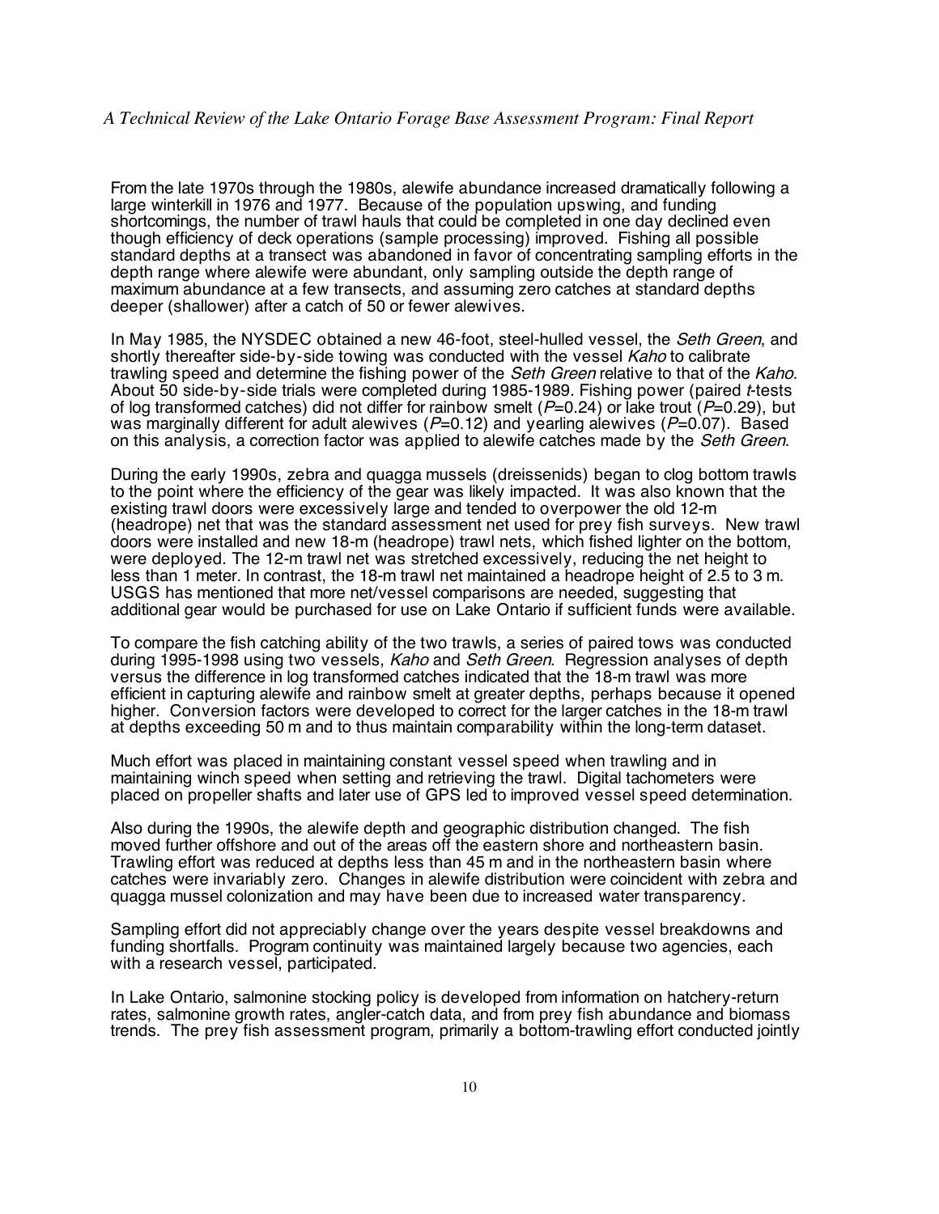From the late 1970s through the 1980s, alewife abundance increased dramatically following a large winterkill in 1976 and 1977. Because of the population upswing, and funding shortcomings, the number of trawl hauls that could be completed in one day declined even though efficiency of deck operations (sample processing) improved. Fishing all possible standard depths at a transect was abandoned in favor of concentrating sampling efforts in the depth range where alewife were abundant, only sampling outside the depth range of maximum abundance at a few transects, and assuming zero catches at standard depths deeper (shallower) after a catch of 50 or fewer alewives.

In May 1985, the NYSDEC obtained a new 46-foot, steel-hulled vessel, the *Seth Green*, and shortly thereafter side-by-side towing was conducted with the vessel *Kaho* to calibrate trawling speed and determine the fishing power of the *Seth Green* relative to that of the *Kaho*. About 50 side-by-side trials were completed during 1985-1989. Fishing power (paired *t*-tests of log transformed catches) did not differ for rainbow smelt ($P$=0.24) or lake trout ($P$=0.29), but was marginally different for adult alewives ($P$=0.12) and yearling alewives ($P$=0.07). Based on this analysis, a correction factor was applied to alewife catches made by the *Seth Green*.

During the early 1990s, zebra and quagga mussels (dreissenids) began to clog bottom trawls to the point where the efficiency of the gear was likely impacted. It was also known that the existing trawl doors were excessively large and tended to overpower the old 12-m (headrope) net that was the standard assessment net used for prey fish surveys. New trawl doors were installed and new 18-m (headrope) trawl nets, which fished lighter on the bottom, were deployed. The 12-m trawl net was stretched excessively, reducing the net height to less than 1 meter. In contrast, the 18-m trawl net maintained a headrope height of 2.5 to 3 m. USGS has mentioned that more net/vessel comparisons are needed, suggesting that additional gear would be purchased for use on Lake Ontario if sufficient funds were available.

To compare the fish catching ability of the two trawls, a series of paired tows was conducted during 1995-1998 using two vessels, *Kaho* and *Seth Green*. Regression analyses of depth versus the difference in log transformed catches indicated that the 18-m trawl was more efficient in capturing alewife and rainbow smelt at greater depths, perhaps because it opened higher. Conversion factors were developed to correct for the larger catches in the 18-m trawl at depths exceeding 50 m and to thus maintain comparability within the long-term dataset.

Much effort was placed in maintaining constant vessel speed when trawling and in maintaining winch speed when setting and retrieving the trawl. Digital tachometers were placed on propeller shafts and later use of GPS led to improved vessel speed determination.

Also during the 1990s, the alewife depth and geographic distribution changed. The fish moved further offshore and out of the areas off the eastern shore and northeastern basin. Trawling effort was reduced at depths less than 45 m and in the northeastern basin where catches were invariably zero. Changes in alewife distribution were coincident with zebra and quagga mussel colonization and may have been due to increased water transparency.

Sampling effort did not appreciably change over the years despite vessel breakdowns and funding shortfalls. Program continuity was maintained largely because two agencies, each with a research vessel, participated.

In Lake Ontario, salmonine stocking policy is developed from information on hatchery-return rates, salmonine growth rates, angler-catch data, and from prey fish abundance and biomass trends. The prey fish assessment program, primarily a bottom-trawling effort conducted jointly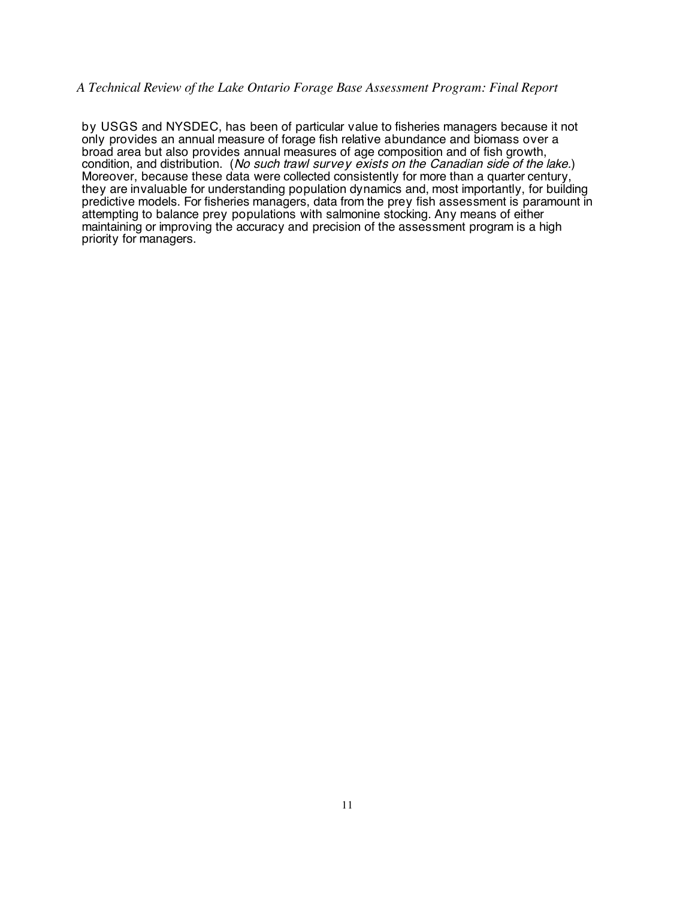by USGS and NYSDEC, has been of particular value to fisheries managers because it not only provides an annual measure of forage fish relative abundance and biomass over a broad area but also provides annual measures of age composition and of fish growth, condition, and distribution. (*No such trawl survey exists on the Canadian side of the lake.*) Moreover, because these data were collected consistently for more than a quarter century, they are invaluable for understanding population dynamics and, most importantly, for building predictive models. For fisheries managers, data from the prey fish assessment is paramount in attempting to balance prey populations with salmonine stocking. Any means of either maintaining or improving the accuracy and precision of the assessment program is a high priority for managers.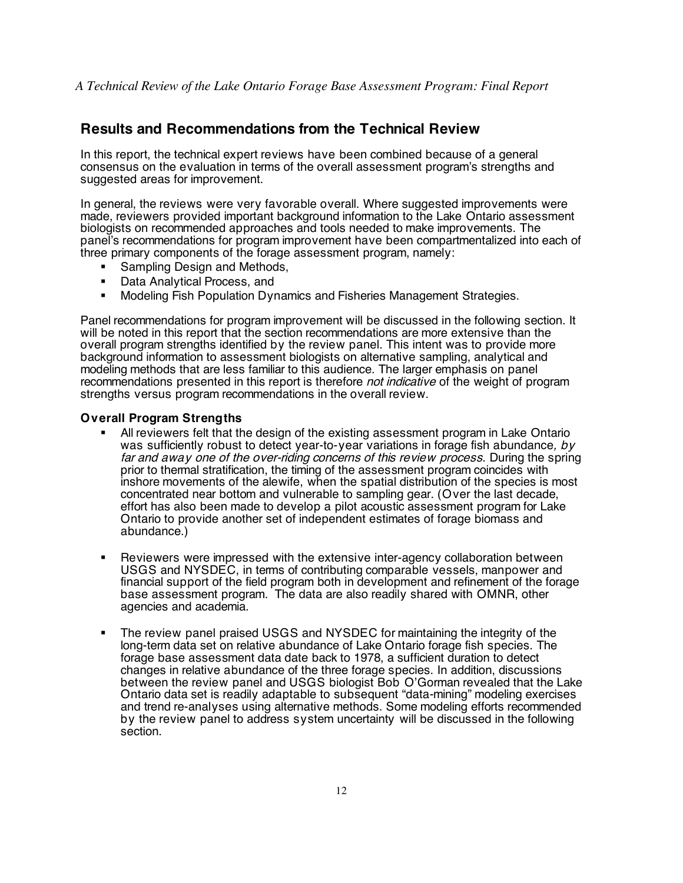## Results and Recommendations from the Technical Review

In this report, the technical expert reviews have been combined because of a general consensus on the evaluation in terms of the overall assessment program's strengths and suggested areas for improvement.

In general, the reviews were very favorable overall. Where suggested improvements were made, reviewers provided important background information to the Lake Ontario assessment biologists on recommended approaches and tools needed to make improvements. The panel's recommendations for program improvement have been compartmentalized into each of three primary components of the forage assessment program, namely:

- Sampling Design and Methods,
- Data Analytical Process, and
- Modeling Fish Population Dynamics and Fisheries Management Strategies.

Panel recommendations for program improvement will be discussed in the following section. It will be noted in this report that the section recommendations are more extensive than the overall program strengths identified by the review panel. This intent was to provide more background information to assessment biologists on alternative sampling, analytical and modeling methods that are less familiar to this audience. The larger emphasis on panel recommendations presented in this report is therefore *not indicative* of the weight of program strengths versus program recommendations in the overall review.

### Overall Program Strengths

- All reviewers felt that the design of the existing assessment program in Lake Ontario was sufficiently robust to detect year-to-year variations in forage fish abundance*, by far and away one of the over-riding concerns of this review process*. During the spring prior to thermal stratification, the timing of the assessment program coincides with inshore movements of the alewife, when the spatial distribution of the species is most concentrated near bottom and vulnerable to sampling gear. (Over the last decade, effort has also been made to develop a pilot acoustic assessment program for Lake Ontario to provide another set of independent estimates of forage biomass and abundance.)

- Reviewers were impressed with the extensive inter-agency collaboration between USGS and NYSDEC, in terms of contributing comparable vessels, manpower and financial support of the field program both in development and refinement of the forage base assessment program. The data are also readily shared with OMNR, other agencies and academia.

- The review panel praised USGS and NYSDEC for maintaining the integrity of the long-term data set on relative abundance of Lake Ontario forage fish species. The forage base assessment data date back to 1978, a sufficient duration to detect changes in relative abundance of the three forage species. In addition, discussions between the review panel and USGS biologist Bob O'Gorman revealed that the Lake Ontario data set is readily adaptable to subsequent "data-mining" modeling exercises and trend re-analyses using alternative methods. Some modeling efforts recommended by the review panel to address system uncertainty will be discussed in the following section.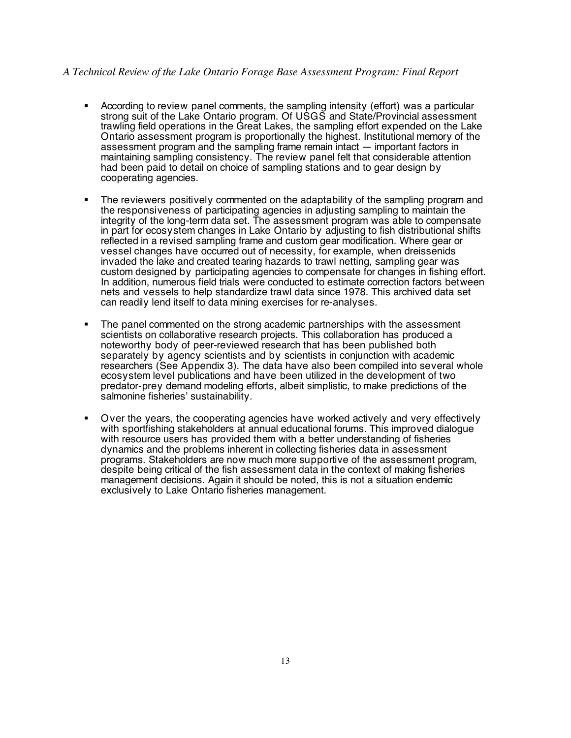- According to review panel comments, the sampling intensity (effort) was a particular strong suit of the Lake Ontario program. Of USGS and State/Provincial assessment trawling field operations in the Great Lakes, the sampling effort expended on the Lake Ontario assessment program is proportionally the highest. Institutional memory of the assessment program and the sampling frame remain intact — important factors in maintaining sampling consistency. The review panel felt that considerable attention had been paid to detail on choice of sampling stations and to gear design by cooperating agencies.

- The reviewers positively commented on the adaptability of the sampling program and the responsiveness of participating agencies in adjusting sampling to maintain the integrity of the long-term data set. The assessment program was able to compensate in part for ecosystem changes in Lake Ontario by adjusting to fish distributional shifts reflected in a revised sampling frame and custom gear modification. Where gear or vessel changes have occurred out of necessity, for example, when dreissenids invaded the lake and created tearing hazards to trawl netting, sampling gear was custom designed by participating agencies to compensate for changes in fishing effort. In addition, numerous field trials were conducted to estimate correction factors between nets and vessels to help standardize trawl data since 1978. This archived data set can readily lend itself to data mining exercises for re-analyses.

- The panel commented on the strong academic partnerships with the assessment scientists on collaborative research projects. This collaboration has produced a noteworthy body of peer-reviewed research that has been published both separately by agency scientists and by scientists in conjunction with academic researchers (See Appendix 3). The data have also been compiled into several whole ecosystem level publications and have been utilized in the development of two predator-prey demand modeling efforts, albeit simplistic, to make predictions of the salmonine fisheries' sustainability.

- Over the years, the cooperating agencies have worked actively and very effectively with sportfishing stakeholders at annual educational forums. This improved dialogue with resource users has provided them with a better understanding of fisheries dynamics and the problems inherent in collecting fisheries data in assessment programs. Stakeholders are now much more supportive of the assessment program, despite being critical of the fish assessment data in the context of making fisheries management decisions. Again it should be noted, this is not a situation endemic exclusively to Lake Ontario fisheries management.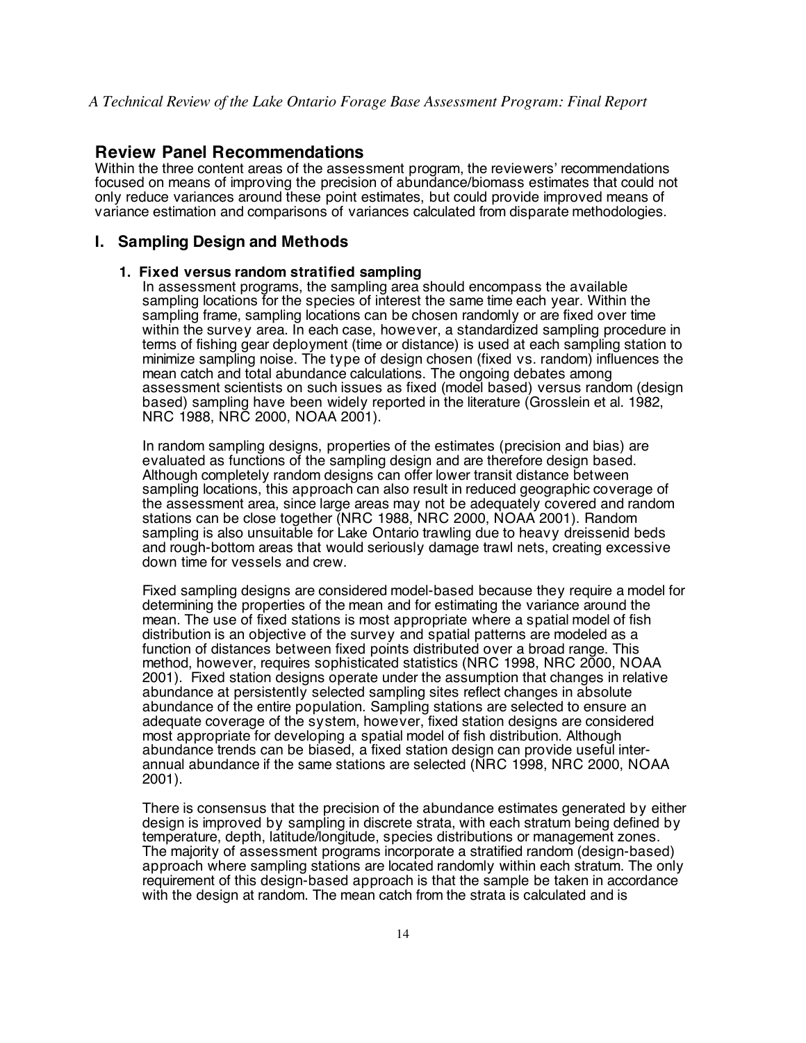## Review Panel Recommendations

Within the three content areas of the assessment program, the reviewers' recommendations focused on means of improving the precision of abundance/biomass estimates that could not only reduce variances around these point estimates, but could provide improved means of variance estimation and comparisons of variances calculated from disparate methodologies.

## I. Sampling Design and Methods

### 1. Fixed versus random stratified sampling

In assessment programs, the sampling area should encompass the available sampling locations for the species of interest the same time each year. Within the sampling frame, sampling locations can be chosen randomly or are fixed over time within the survey area. In each case, however, a standardized sampling procedure in terms of fishing gear deployment (time or distance) is used at each sampling station to minimize sampling noise. The type of design chosen (fixed vs. random) influences the mean catch and total abundance calculations. The ongoing debates among assessment scientists on such issues as fixed (model based) versus random (design based) sampling have been widely reported in the literature (Grosslein et al. 1982, NRC 1988, NRC 2000, NOAA 2001).

In random sampling designs, properties of the estimates (precision and bias) are evaluated as functions of the sampling design and are therefore design based. Although completely random designs can offer lower transit distance between sampling locations, this approach can also result in reduced geographic coverage of the assessment area, since large areas may not be adequately covered and random stations can be close together (NRC 1988, NRC 2000, NOAA 2001). Random sampling is also unsuitable for Lake Ontario trawling due to heavy dreissenid beds and rough-bottom areas that would seriously damage trawl nets, creating excessive down time for vessels and crew.

Fixed sampling designs are considered model-based because they require a model for determining the properties of the mean and for estimating the variance around the mean. The use of fixed stations is most appropriate where a spatial model of fish distribution is an objective of the survey and spatial patterns are modeled as a function of distances between fixed points distributed over a broad range. This method, however, requires sophisticated statistics (NRC 1998, NRC 2000, NOAA 2001). Fixed station designs operate under the assumption that changes in relative abundance at persistently selected sampling sites reflect changes in absolute abundance of the entire population. Sampling stations are selected to ensure an adequate coverage of the system, however, fixed station designs are considered most appropriate for developing a spatial model of fish distribution. Although abundance trends can be biased, a fixed station design can provide useful inter-annual abundance if the same stations are selected (NRC 1998, NRC 2000, NOAA 2001).

There is consensus that the precision of the abundance estimates generated by either design is improved by sampling in discrete strata, with each stratum being defined by temperature, depth, latitude/longitude, species distributions or management zones. The majority of assessment programs incorporate a stratified random (design-based) approach where sampling stations are located randomly within each stratum. The only requirement of this design-based approach is that the sample be taken in accordance with the design at random. The mean catch from the strata is calculated and is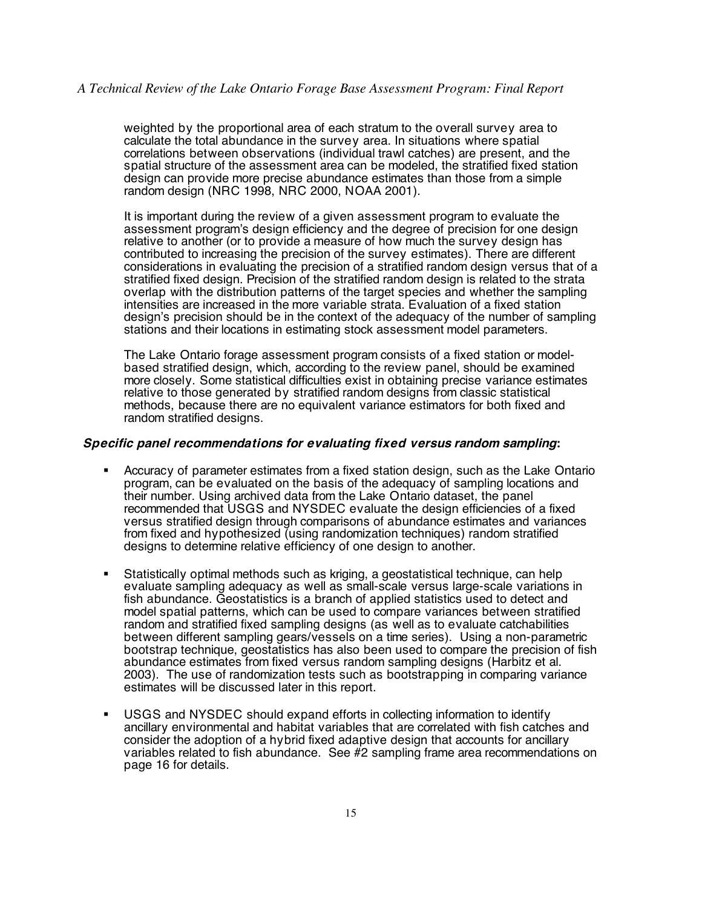weighted by the proportional area of each stratum to the overall survey area to calculate the total abundance in the survey area. In situations where spatial correlations between observations (individual trawl catches) are present, and the spatial structure of the assessment area can be modeled, the stratified fixed station design can provide more precise abundance estimates than those from a simple random design (NRC 1998, NRC 2000, NOAA 2001).

It is important during the review of a given assessment program to evaluate the assessment program's design efficiency and the degree of precision for one design relative to another (or to provide a measure of how much the survey design has contributed to increasing the precision of the survey estimates). There are different considerations in evaluating the precision of a stratified random design versus that of a stratified fixed design. Precision of the stratified random design is related to the strata overlap with the distribution patterns of the target species and whether the sampling intensities are increased in the more variable strata. Evaluation of a fixed station design's precision should be in the context of the adequacy of the number of sampling stations and their locations in estimating stock assessment model parameters.

The Lake Ontario forage assessment program consists of a fixed station or model-based stratified design, which, according to the review panel, should be examined more closely. Some statistical difficulties exist in obtaining precise variance estimates relative to those generated by stratified random designs from classic statistical methods, because there are no equivalent variance estimators for both fixed and random stratified designs.

***Specific panel recommendations for evaluating fixed versus random sampling*:**

- Accuracy of parameter estimates from a fixed station design, such as the Lake Ontario program, can be evaluated on the basis of the adequacy of sampling locations and their number. Using archived data from the Lake Ontario dataset, the panel recommended that USGS and NYSDEC evaluate the design efficiencies of a fixed versus stratified design through comparisons of abundance estimates and variances from fixed and hypothesized (using randomization techniques) random stratified designs to determine relative efficiency of one design to another.

- Statistically optimal methods such as kriging, a geostatistical technique, can help evaluate sampling adequacy as well as small-scale versus large-scale variations in fish abundance. Geostatistics is a branch of applied statistics used to detect and model spatial patterns, which can be used to compare variances between stratified random and stratified fixed sampling designs (as well as to evaluate catchabilities between different sampling gears/vessels on a time series). Using a non-parametric bootstrap technique, geostatistics has also been used to compare the precision of fish abundance estimates from fixed versus random sampling designs (Harbitz et al. 2003). The use of randomization tests such as bootstrapping in comparing variance estimates will be discussed later in this report.

- USGS and NYSDEC should expand efforts in collecting information to identify ancillary environmental and habitat variables that are correlated with fish catches and consider the adoption of a hybrid fixed adaptive design that accounts for ancillary variables related to fish abundance. See #2 sampling frame area recommendations on page 16 for details.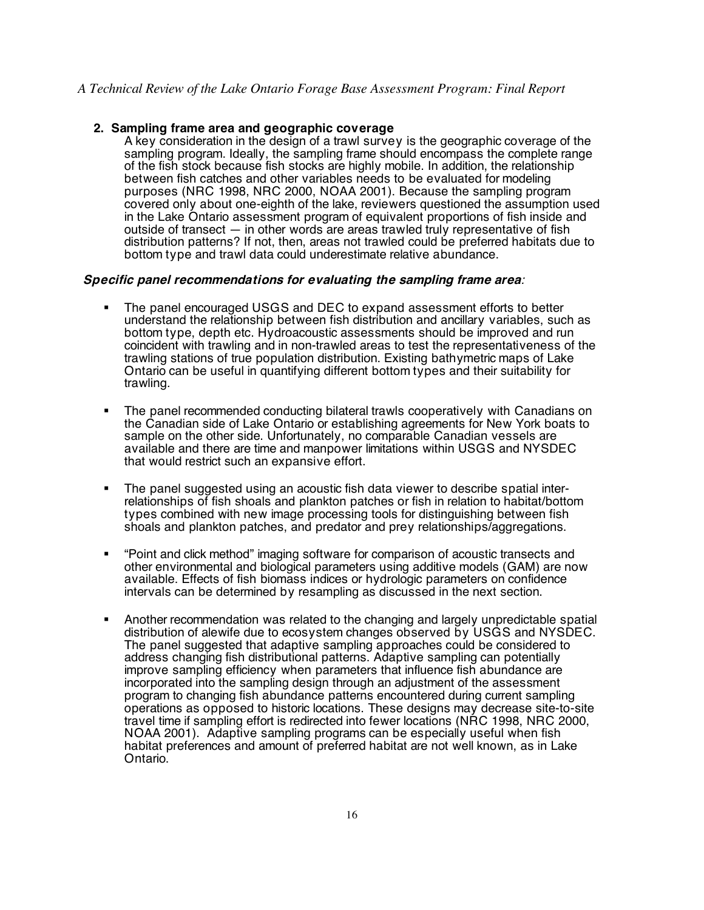## 2. Sampling frame area and geographic coverage

A key consideration in the design of a trawl survey is the geographic coverage of the sampling program. Ideally, the sampling frame should encompass the complete range of the fish stock because fish stocks are highly mobile. In addition, the relationship between fish catches and other variables needs to be evaluated for modeling purposes (NRC 1998, NRC 2000, NOAA 2001). Because the sampling program covered only about one-eighth of the lake, reviewers questioned the assumption used in the Lake Ontario assessment program of equivalent proportions of fish inside and outside of transect — in other words are areas trawled truly representative of fish distribution patterns? If not, then, areas not trawled could be preferred habitats due to bottom type and trawl data could underestimate relative abundance.

***Specific panel recommendations for evaluating the sampling frame area:***

- The panel encouraged USGS and DEC to expand assessment efforts to better understand the relationship between fish distribution and ancillary variables, such as bottom type, depth etc. Hydroacoustic assessments should be improved and run coincident with trawling and in non-trawled areas to test the representativeness of the trawling stations of true population distribution. Existing bathymetric maps of Lake Ontario can be useful in quantifying different bottom types and their suitability for trawling.

- The panel recommended conducting bilateral trawls cooperatively with Canadians on the Canadian side of Lake Ontario or establishing agreements for New York boats to sample on the other side. Unfortunately, no comparable Canadian vessels are available and there are time and manpower limitations within USGS and NYSDEC that would restrict such an expansive effort.

- The panel suggested using an acoustic fish data viewer to describe spatial inter-relationships of fish shoals and plankton patches or fish in relation to habitat/bottom types combined with new image processing tools for distinguishing between fish shoals and plankton patches, and predator and prey relationships/aggregations.

- "Point and click method" imaging software for comparison of acoustic transects and other environmental and biological parameters using additive models (GAM) are now available. Effects of fish biomass indices or hydrologic parameters on confidence intervals can be determined by resampling as discussed in the next section.

- Another recommendation was related to the changing and largely unpredictable spatial distribution of alewife due to ecosystem changes observed by USGS and NYSDEC. The panel suggested that adaptive sampling approaches could be considered to address changing fish distributional patterns. Adaptive sampling can potentially improve sampling efficiency when parameters that influence fish abundance are incorporated into the sampling design through an adjustment of the assessment program to changing fish abundance patterns encountered during current sampling operations as opposed to historic locations. These designs may decrease site-to-site travel time if sampling effort is redirected into fewer locations (NRC 1998, NRC 2000, NOAA 2001). Adaptive sampling programs can be especially useful when fish habitat preferences and amount of preferred habitat are not well known, as in Lake Ontario.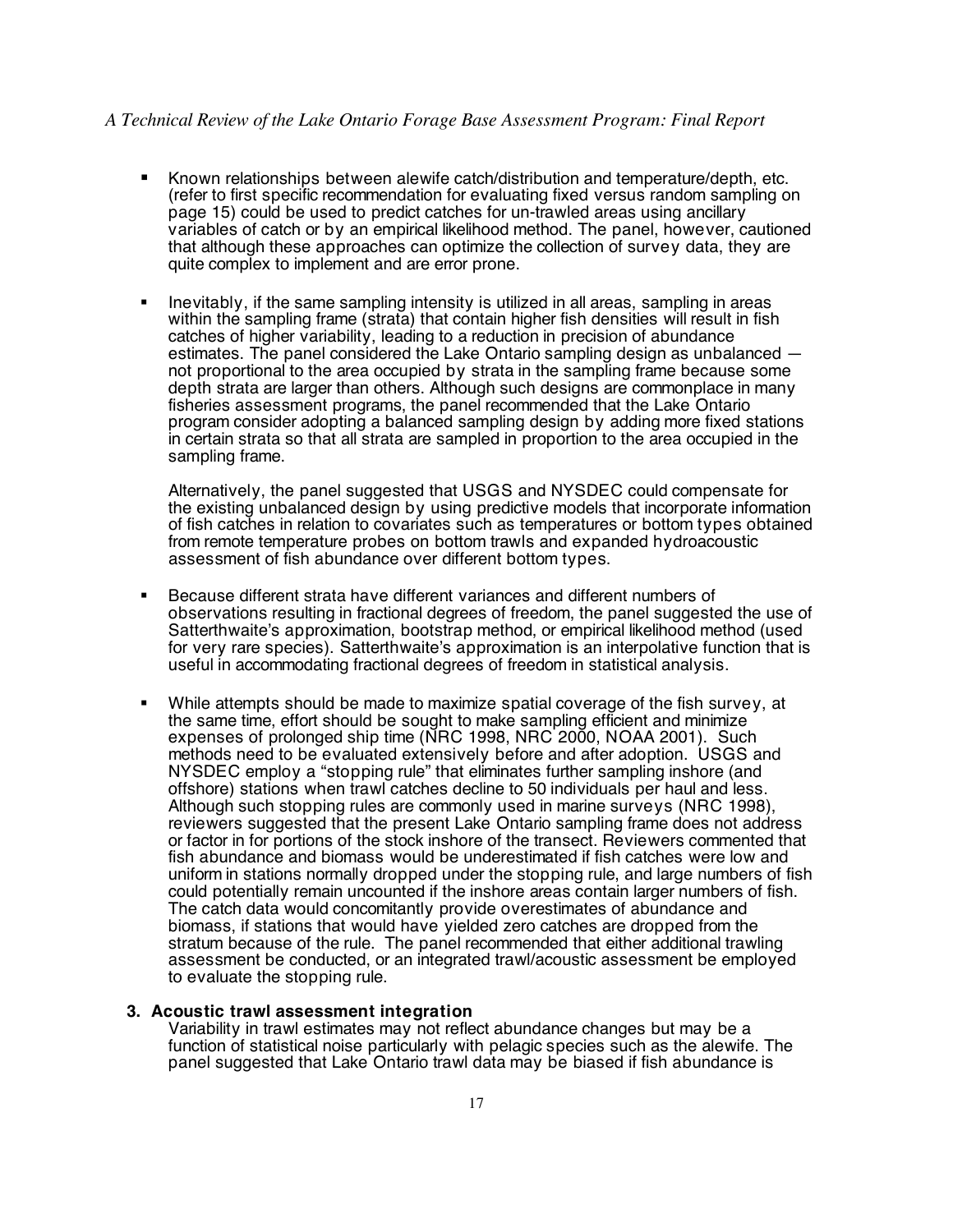- Known relationships between alewife catch/distribution and temperature/depth, etc. (refer to first specific recommendation for evaluating fixed versus random sampling on page 15) could be used to predict catches for un-trawled areas using ancillary variables of catch or by an empirical likelihood method. The panel, however, cautioned that although these approaches can optimize the collection of survey data, they are quite complex to implement and are error prone.

- Inevitably, if the same sampling intensity is utilized in all areas, sampling in areas within the sampling frame (strata) that contain higher fish densities will result in fish catches of higher variability, leading to a reduction in precision of abundance estimates. The panel considered the Lake Ontario sampling design as unbalanced — not proportional to the area occupied by strata in the sampling frame because some depth strata are larger than others. Although such designs are commonplace in many fisheries assessment programs, the panel recommended that the Lake Ontario program consider adopting a balanced sampling design by adding more fixed stations in certain strata so that all strata are sampled in proportion to the area occupied in the sampling frame.

  Alternatively, the panel suggested that USGS and NYSDEC could compensate for the existing unbalanced design by using predictive models that incorporate information of fish catches in relation to covariates such as temperatures or bottom types obtained from remote temperature probes on bottom trawls and expanded hydroacoustic assessment of fish abundance over different bottom types.

- Because different strata have different variances and different numbers of observations resulting in fractional degrees of freedom, the panel suggested the use of Satterthwaite's approximation, bootstrap method, or empirical likelihood method (used for very rare species). Satterthwaite's approximation is an interpolative function that is useful in accommodating fractional degrees of freedom in statistical analysis.

- While attempts should be made to maximize spatial coverage of the fish survey, at the same time, effort should be sought to make sampling efficient and minimize expenses of prolonged ship time (NRC 1998, NRC 2000, NOAA 2001). Such methods need to be evaluated extensively before and after adoption. USGS and NYSDEC employ a "stopping rule" that eliminates further sampling inshore (and offshore) stations when trawl catches decline to 50 individuals per haul and less. Although such stopping rules are commonly used in marine surveys (NRC 1998), reviewers suggested that the present Lake Ontario sampling frame does not address or factor in for portions of the stock inshore of the transect. Reviewers commented that fish abundance and biomass would be underestimated if fish catches were low and uniform in stations normally dropped under the stopping rule, and large numbers of fish could potentially remain uncounted if the inshore areas contain larger numbers of fish. The catch data would concomitantly provide overestimates of abundance and biomass, if stations that would have yielded zero catches are dropped from the stratum because of the rule. The panel recommended that either additional trawling assessment be conducted, or an integrated trawl/acoustic assessment be employed to evaluate the stopping rule.

### 3. Acoustic trawl assessment integration

Variability in trawl estimates may not reflect abundance changes but may be a function of statistical noise particularly with pelagic species such as the alewife. The panel suggested that Lake Ontario trawl data may be biased if fish abundance is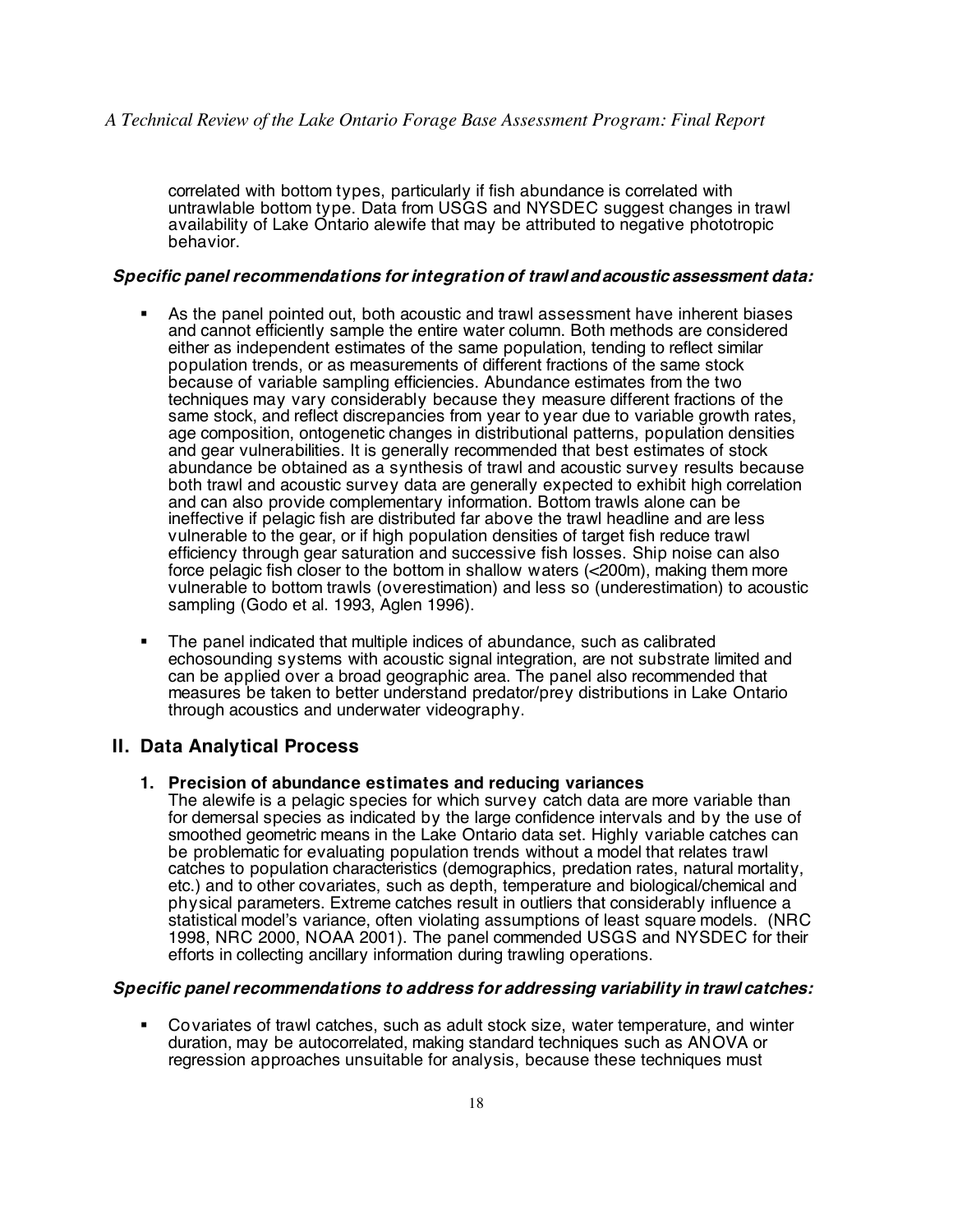correlated with bottom types, particularly if fish abundance is correlated with untrawlable bottom type. Data from USGS and NYSDEC suggest changes in trawl availability of Lake Ontario alewife that may be attributed to negative phototropic behavior.

***Specific panel recommendations for integration of trawl and acoustic assessment data:***

- As the panel pointed out, both acoustic and trawl assessment have inherent biases and cannot efficiently sample the entire water column. Both methods are considered either as independent estimates of the same population, tending to reflect similar population trends, or as measurements of different fractions of the same stock because of variable sampling efficiencies. Abundance estimates from the two techniques may vary considerably because they measure different fractions of the same stock, and reflect discrepancies from year to year due to variable growth rates, age composition, ontogenetic changes in distributional patterns, population densities and gear vulnerabilities. It is generally recommended that best estimates of stock abundance be obtained as a synthesis of trawl and acoustic survey results because both trawl and acoustic survey data are generally expected to exhibit high correlation and can also provide complementary information. Bottom trawls alone can be ineffective if pelagic fish are distributed far above the trawl headline and are less vulnerable to the gear, or if high population densities of target fish reduce trawl efficiency through gear saturation and successive fish losses. Ship noise can also force pelagic fish closer to the bottom in shallow waters (<200m), making them more vulnerable to bottom trawls (overestimation) and less so (underestimation) to acoustic sampling (Godo et al. 1993, Aglen 1996).

- The panel indicated that multiple indices of abundance, such as calibrated echosounding systems with acoustic signal integration, are not substrate limited and can be applied over a broad geographic area. The panel also recommended that measures be taken to better understand predator/prey distributions in Lake Ontario through acoustics and underwater videography.

## II. Data Analytical Process

### 1. Precision of abundance estimates and reducing variances

The alewife is a pelagic species for which survey catch data are more variable than for demersal species as indicated by the large confidence intervals and by the use of smoothed geometric means in the Lake Ontario data set. Highly variable catches can be problematic for evaluating population trends without a model that relates trawl catches to population characteristics (demographics, predation rates, natural mortality, etc.) and to other covariates, such as depth, temperature and biological/chemical and physical parameters. Extreme catches result in outliers that considerably influence a statistical model's variance, often violating assumptions of least square models. (NRC 1998, NRC 2000, NOAA 2001). The panel commended USGS and NYSDEC for their efforts in collecting ancillary information during trawling operations.

***Specific panel recommendations to address for addressing variability in trawl catches:***

- Covariates of trawl catches, such as adult stock size, water temperature, and winter duration, may be autocorrelated, making standard techniques such as ANOVA or regression approaches unsuitable for analysis, because these techniques must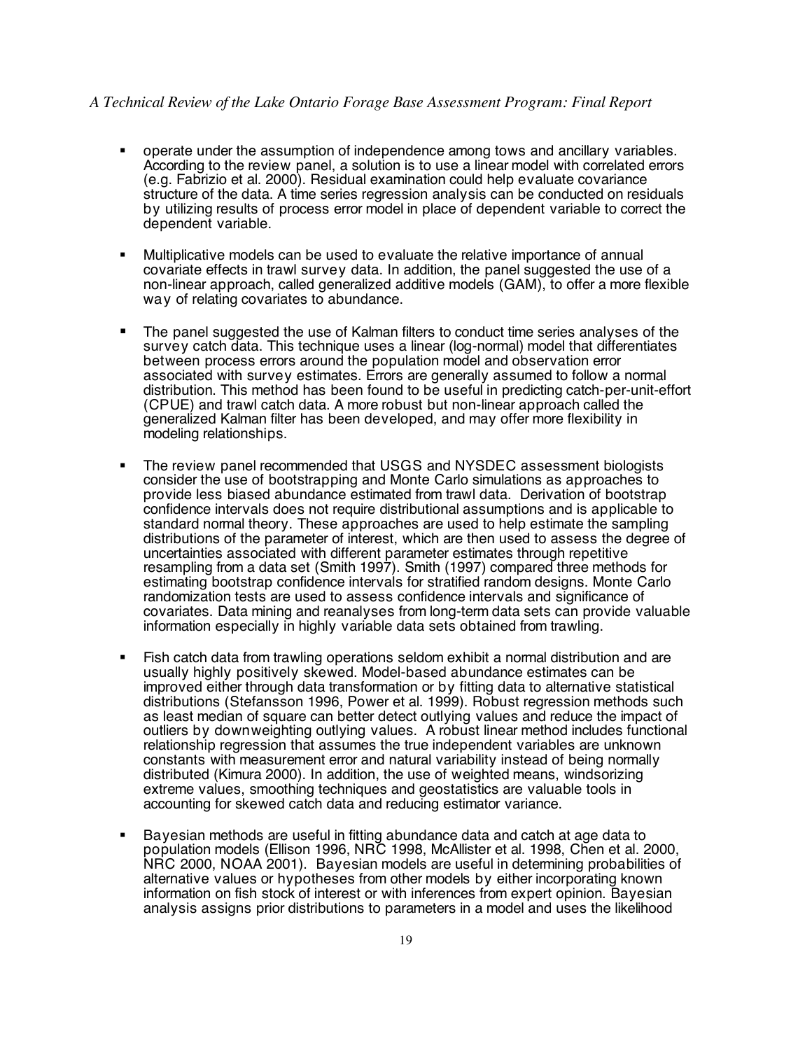- operate under the assumption of independence among tows and ancillary variables. According to the review panel, a solution is to use a linear model with correlated errors (e.g. Fabrizio et al. 2000). Residual examination could help evaluate covariance structure of the data. A time series regression analysis can be conducted on residuals by utilizing results of process error model in place of dependent variable to correct the dependent variable.

- Multiplicative models can be used to evaluate the relative importance of annual covariate effects in trawl survey data. In addition, the panel suggested the use of a non-linear approach, called generalized additive models (GAM), to offer a more flexible way of relating covariates to abundance.

- The panel suggested the use of Kalman filters to conduct time series analyses of the survey catch data. This technique uses a linear (log-normal) model that differentiates between process errors around the population model and observation error associated with survey estimates. Errors are generally assumed to follow a normal distribution. This method has been found to be useful in predicting catch-per-unit-effort (CPUE) and trawl catch data. A more robust but non-linear approach called the generalized Kalman filter has been developed, and may offer more flexibility in modeling relationships.

- The review panel recommended that USGS and NYSDEC assessment biologists consider the use of bootstrapping and Monte Carlo simulations as approaches to provide less biased abundance estimated from trawl data. Derivation of bootstrap confidence intervals does not require distributional assumptions and is applicable to standard normal theory. These approaches are used to help estimate the sampling distributions of the parameter of interest, which are then used to assess the degree of uncertainties associated with different parameter estimates through repetitive resampling from a data set (Smith 1997). Smith (1997) compared three methods for estimating bootstrap confidence intervals for stratified random designs. Monte Carlo randomization tests are used to assess confidence intervals and significance of covariates. Data mining and reanalyses from long-term data sets can provide valuable information especially in highly variable data sets obtained from trawling.

- Fish catch data from trawling operations seldom exhibit a normal distribution and are usually highly positively skewed. Model-based abundance estimates can be improved either through data transformation or by fitting data to alternative statistical distributions (Stefansson 1996, Power et al. 1999). Robust regression methods such as least median of square can better detect outlying values and reduce the impact of outliers by downweighting outlying values. A robust linear method includes functional relationship regression that assumes the true independent variables are unknown constants with measurement error and natural variability instead of being normally distributed (Kimura 2000). In addition, the use of weighted means, windsorizing extreme values, smoothing techniques and geostatistics are valuable tools in accounting for skewed catch data and reducing estimator variance.

- Bayesian methods are useful in fitting abundance data and catch at age data to population models (Ellison 1996, NRC 1998, McAllister et al. 1998, Chen et al. 2000, NRC 2000, NOAA 2001). Bayesian models are useful in determining probabilities of alternative values or hypotheses from other models by either incorporating known information on fish stock of interest or with inferences from expert opinion. Bayesian analysis assigns prior distributions to parameters in a model and uses the likelihood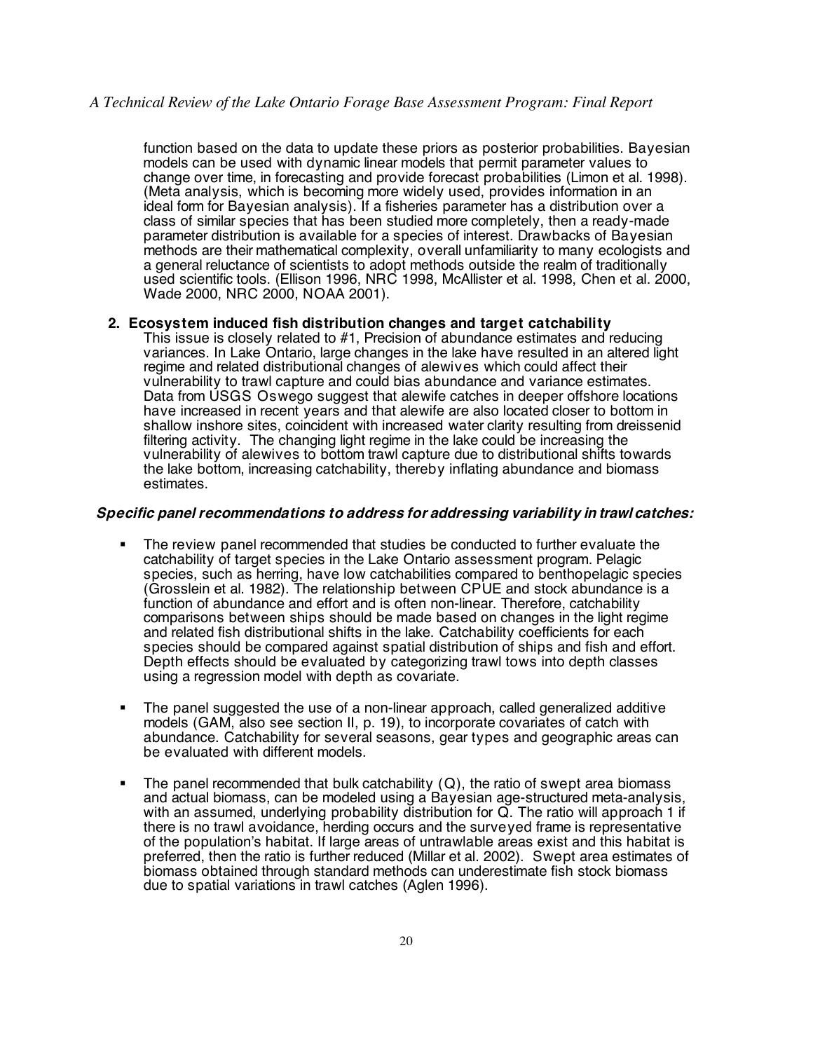function based on the data to update these priors as posterior probabilities. Bayesian models can be used with dynamic linear models that permit parameter values to change over time, in forecasting and provide forecast probabilities (Limon et al. 1998). (Meta analysis, which is becoming more widely used, provides information in an ideal form for Bayesian analysis). If a fisheries parameter has a distribution over a class of similar species that has been studied more completely, then a ready-made parameter distribution is available for a species of interest. Drawbacks of Bayesian methods are their mathematical complexity, overall unfamiliarity to many ecologists and a general reluctance of scientists to adopt methods outside the realm of traditionally used scientific tools. (Ellison 1996, NRC 1998, McAllister et al. 1998, Chen et al. 2000, Wade 2000, NRC 2000, NOAA 2001).

2. **Ecosystem induced fish distribution changes and target catchability**

   This issue is closely related to #1, Precision of abundance estimates and reducing variances. In Lake Ontario, large changes in the lake have resulted in an altered light regime and related distributional changes of alewives which could affect their vulnerability to trawl capture and could bias abundance and variance estimates. Data from USGS Oswego suggest that alewife catches in deeper offshore locations have increased in recent years and that alewife are also located closer to bottom in shallow inshore sites, coincident with increased water clarity resulting from dreissenid filtering activity. The changing light regime in the lake could be increasing the vulnerability of alewives to bottom trawl capture due to distributional shifts towards the lake bottom, increasing catchability, thereby inflating abundance and biomass estimates.

***Specific panel recommendations to address for addressing variability in trawl catches:***

- The review panel recommended that studies be conducted to further evaluate the catchability of target species in the Lake Ontario assessment program. Pelagic species, such as herring, have low catchabilities compared to benthopelagic species (Grosslein et al. 1982). The relationship between CPUE and stock abundance is a function of abundance and effort and is often non-linear. Therefore, catchability comparisons between ships should be made based on changes in the light regime and related fish distributional shifts in the lake. Catchability coefficients for each species should be compared against spatial distribution of ships and fish and effort. Depth effects should be evaluated by categorizing trawl tows into depth classes using a regression model with depth as covariate.

- The panel suggested the use of a non-linear approach, called generalized additive models (GAM, also see section II, p. 19), to incorporate covariates of catch with abundance. Catchability for several seasons, gear types and geographic areas can be evaluated with different models.

- The panel recommended that bulk catchability (Q), the ratio of swept area biomass and actual biomass, can be modeled using a Bayesian age-structured meta-analysis, with an assumed, underlying probability distribution for Q. The ratio will approach 1 if there is no trawl avoidance, herding occurs and the surveyed frame is representative of the population's habitat. If large areas of untrawlable areas exist and this habitat is preferred, then the ratio is further reduced (Millar et al. 2002). Swept area estimates of biomass obtained through standard methods can underestimate fish stock biomass due to spatial variations in trawl catches (Aglen 1996).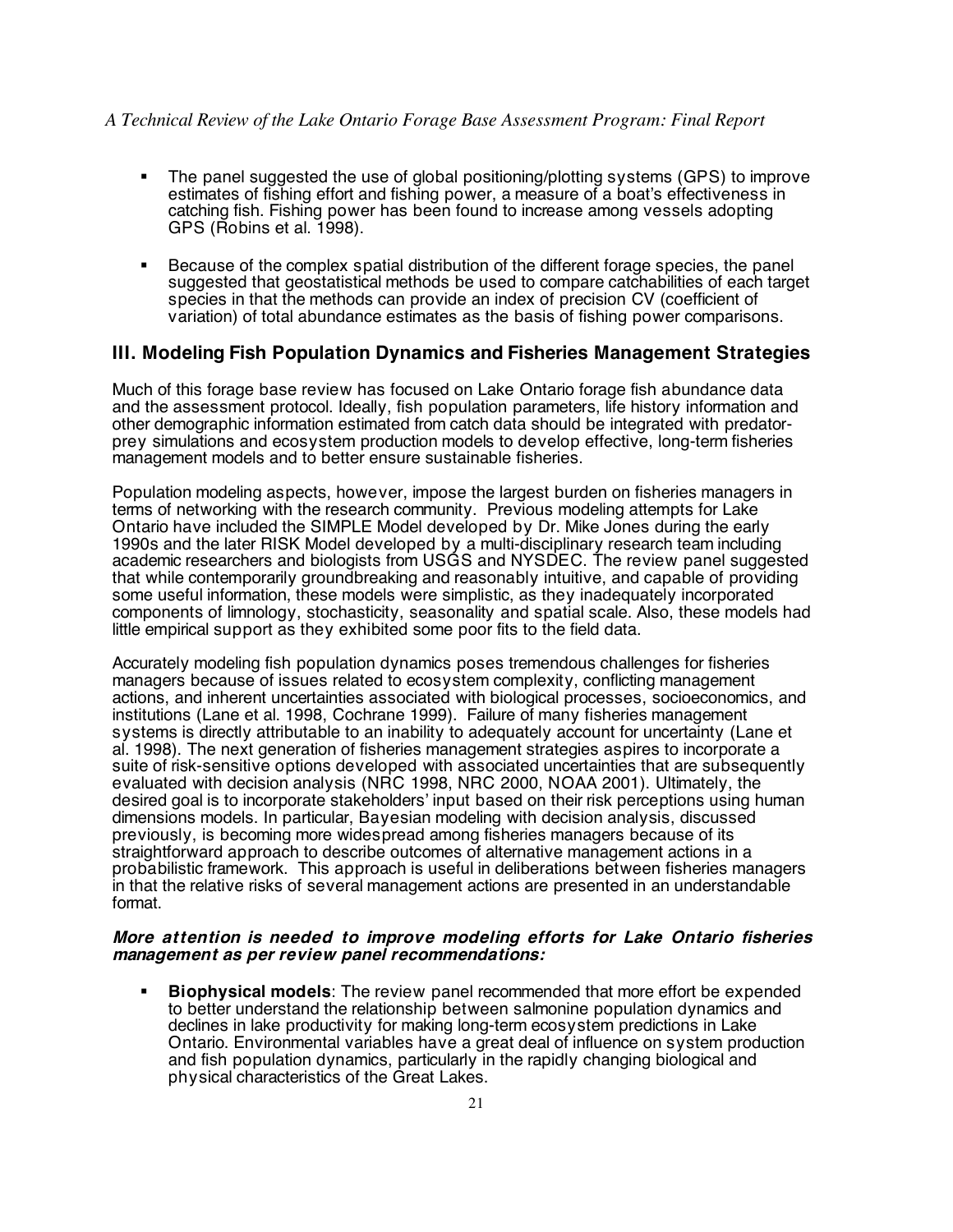- The panel suggested the use of global positioning/plotting systems (GPS) to improve estimates of fishing effort and fishing power, a measure of a boat's effectiveness in catching fish. Fishing power has been found to increase among vessels adopting GPS (Robins et al. 1998).

- Because of the complex spatial distribution of the different forage species, the panel suggested that geostatistical methods be used to compare catchabilities of each target species in that the methods can provide an index of precision CV (coefficient of variation) of total abundance estimates as the basis of fishing power comparisons.

## III. Modeling Fish Population Dynamics and Fisheries Management Strategies

Much of this forage base review has focused on Lake Ontario forage fish abundance data and the assessment protocol. Ideally, fish population parameters, life history information and other demographic information estimated from catch data should be integrated with predator-prey simulations and ecosystem production models to develop effective, long-term fisheries management models and to better ensure sustainable fisheries.

Population modeling aspects, however, impose the largest burden on fisheries managers in terms of networking with the research community. Previous modeling attempts for Lake Ontario have included the SIMPLE Model developed by Dr. Mike Jones during the early 1990s and the later RISK Model developed by a multi-disciplinary research team including academic researchers and biologists from USGS and NYSDEC. The review panel suggested that while contemporarily groundbreaking and reasonably intuitive, and capable of providing some useful information, these models were simplistic, as they inadequately incorporated components of limnology, stochasticity, seasonality and spatial scale. Also, these models had little empirical support as they exhibited some poor fits to the field data.

Accurately modeling fish population dynamics poses tremendous challenges for fisheries managers because of issues related to ecosystem complexity, conflicting management actions, and inherent uncertainties associated with biological processes, socioeconomics, and institutions (Lane et al. 1998, Cochrane 1999). Failure of many fisheries management systems is directly attributable to an inability to adequately account for uncertainty (Lane et al. 1998). The next generation of fisheries management strategies aspires to incorporate a suite of risk-sensitive options developed with associated uncertainties that are subsequently evaluated with decision analysis (NRC 1998, NRC 2000, NOAA 2001). Ultimately, the desired goal is to incorporate stakeholders' input based on their risk perceptions using human dimensions models. In particular, Bayesian modeling with decision analysis, discussed previously, is becoming more widespread among fisheries managers because of its straightforward approach to describe outcomes of alternative management actions in a probabilistic framework. This approach is useful in deliberations between fisheries managers in that the relative risks of several management actions are presented in an understandable format.

***More attention is needed to improve modeling efforts for Lake Ontario fisheries management as per review panel recommendations:***

- **Biophysical models**: The review panel recommended that more effort be expended to better understand the relationship between salmonine population dynamics and declines in lake productivity for making long-term ecosystem predictions in Lake Ontario. Environmental variables have a great deal of influence on system production and fish population dynamics, particularly in the rapidly changing biological and physical characteristics of the Great Lakes.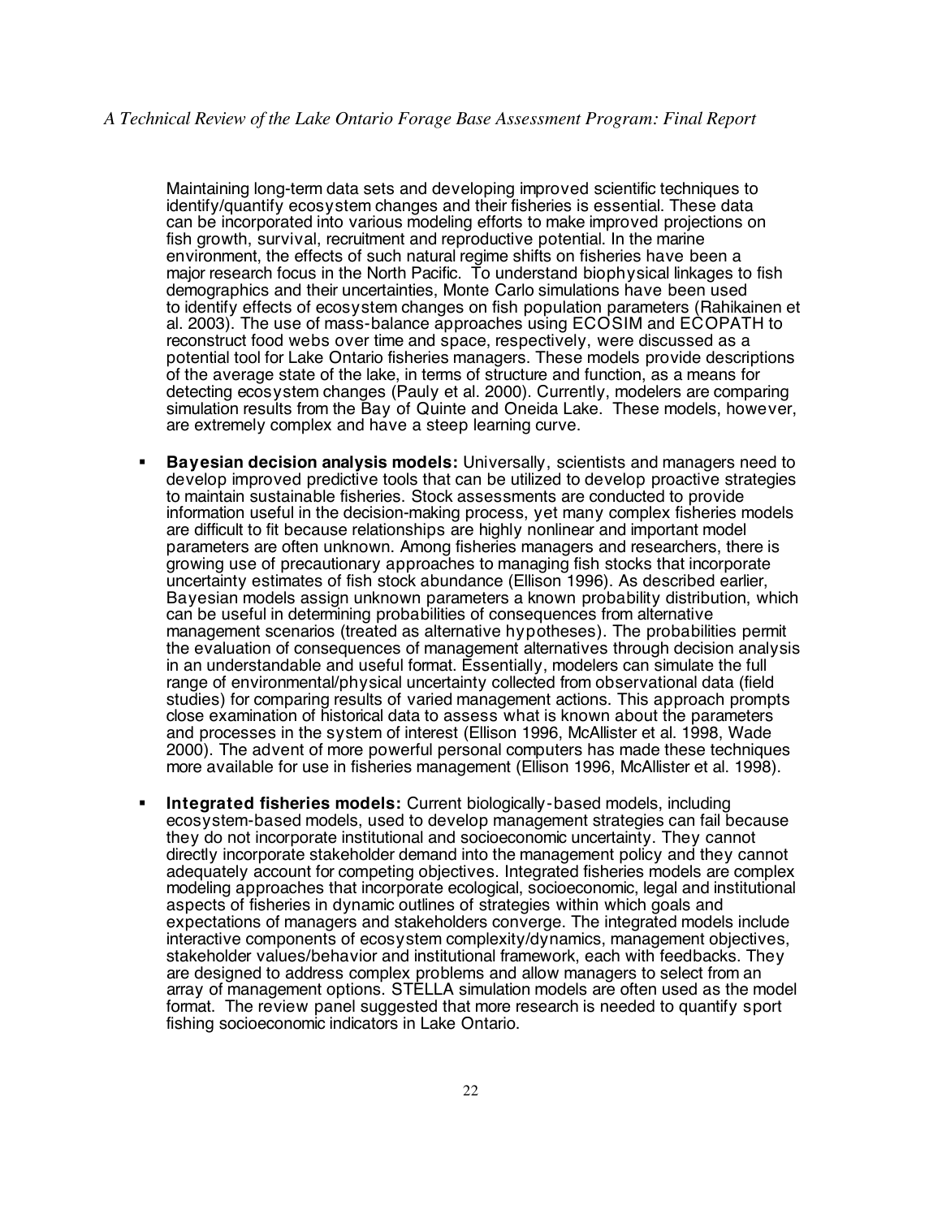Maintaining long-term data sets and developing improved scientific techniques to identify/quantify ecosystem changes and their fisheries is essential. These data can be incorporated into various modeling efforts to make improved projections on fish growth, survival, recruitment and reproductive potential. In the marine environment, the effects of such natural regime shifts on fisheries have been a major research focus in the North Pacific. To understand biophysical linkages to fish demographics and their uncertainties, Monte Carlo simulations have been used to identify effects of ecosystem changes on fish population parameters (Rahikainen et al. 2003). The use of mass-balance approaches using ECOSIM and ECOPATH to reconstruct food webs over time and space, respectively, were discussed as a potential tool for Lake Ontario fisheries managers. These models provide descriptions of the average state of the lake, in terms of structure and function, as a means for detecting ecosystem changes (Pauly et al. 2000). Currently, modelers are comparing simulation results from the Bay of Quinte and Oneida Lake. These models, however, are extremely complex and have a steep learning curve.

- **Bayesian decision analysis models:** Universally, scientists and managers need to develop improved predictive tools that can be utilized to develop proactive strategies to maintain sustainable fisheries. Stock assessments are conducted to provide information useful in the decision-making process, yet many complex fisheries models are difficult to fit because relationships are highly nonlinear and important model parameters are often unknown. Among fisheries managers and researchers, there is growing use of precautionary approaches to managing fish stocks that incorporate uncertainty estimates of fish stock abundance (Ellison 1996). As described earlier, Bayesian models assign unknown parameters a known probability distribution, which can be useful in determining probabilities of consequences from alternative management scenarios (treated as alternative hypotheses). The probabilities permit the evaluation of consequences of management alternatives through decision analysis in an understandable and useful format. Essentially, modelers can simulate the full range of environmental/physical uncertainty collected from observational data (field studies) for comparing results of varied management actions. This approach prompts close examination of historical data to assess what is known about the parameters and processes in the system of interest (Ellison 1996, McAllister et al. 1998, Wade 2000). The advent of more powerful personal computers has made these techniques more available for use in fisheries management (Ellison 1996, McAllister et al. 1998).

- **Integrated fisheries models:** Current biologically-based models, including ecosystem-based models, used to develop management strategies can fail because they do not incorporate institutional and socioeconomic uncertainty. They cannot directly incorporate stakeholder demand into the management policy and they cannot adequately account for competing objectives. Integrated fisheries models are complex modeling approaches that incorporate ecological, socioeconomic, legal and institutional aspects of fisheries in dynamic outlines of strategies within which goals and expectations of managers and stakeholders converge. The integrated models include interactive components of ecosystem complexity/dynamics, management objectives, stakeholder values/behavior and institutional framework, each with feedbacks. They are designed to address complex problems and allow managers to select from an array of management options. STELLA simulation models are often used as the model format. The review panel suggested that more research is needed to quantify sport fishing socioeconomic indicators in Lake Ontario.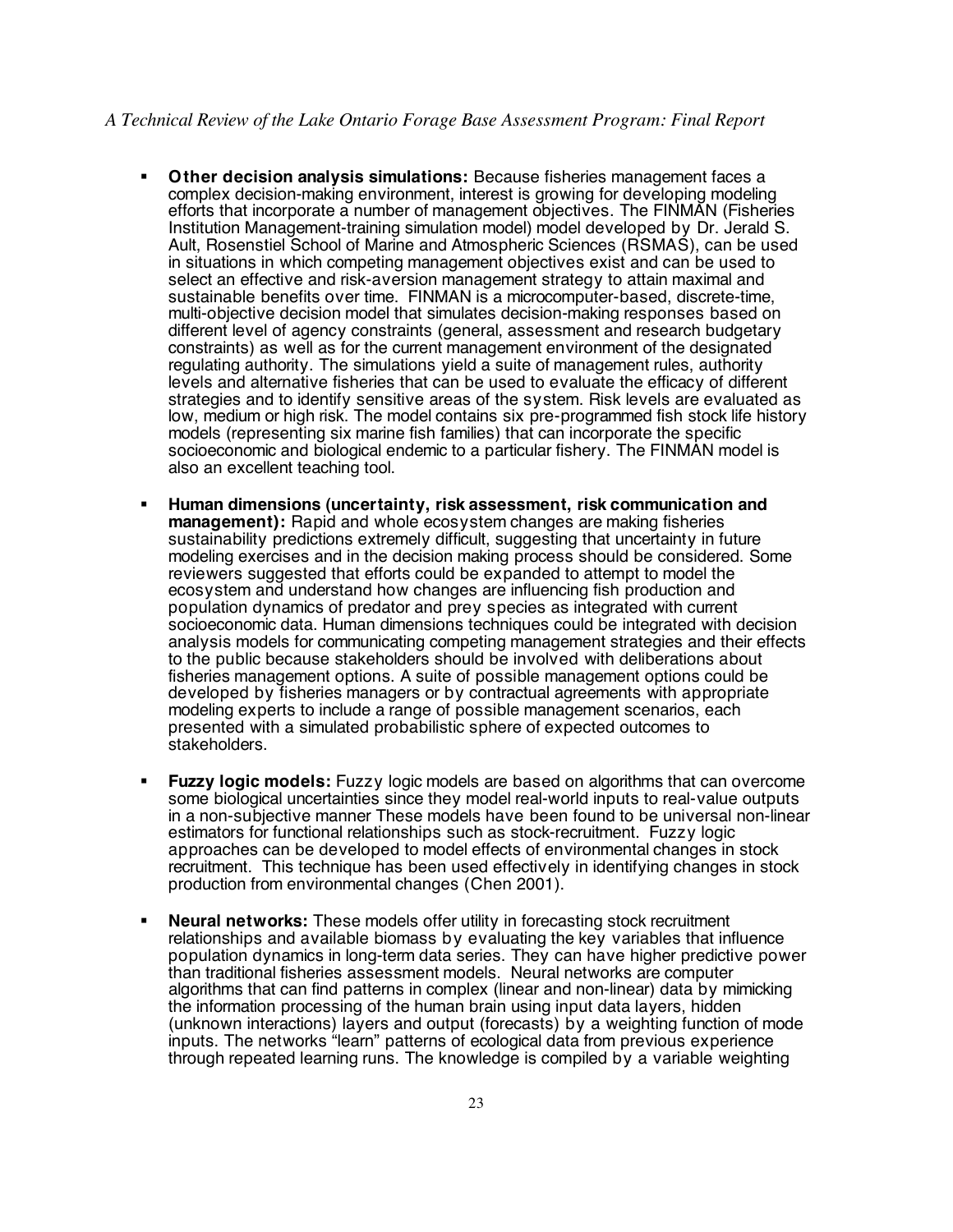- **Other decision analysis simulations:** Because fisheries management faces a complex decision-making environment, interest is growing for developing modeling efforts that incorporate a number of management objectives. The FINMAN (Fisheries Institution Management-training simulation model) model developed by Dr. Jerald S. Ault, Rosenstiel School of Marine and Atmospheric Sciences (RSMAS), can be used in situations in which competing management objectives exist and can be used to select an effective and risk-aversion management strategy to attain maximal and sustainable benefits over time. FINMAN is a microcomputer-based, discrete-time, multi-objective decision model that simulates decision-making responses based on different level of agency constraints (general, assessment and research budgetary constraints) as well as for the current management environment of the designated regulating authority. The simulations yield a suite of management rules, authority levels and alternative fisheries that can be used to evaluate the efficacy of different strategies and to identify sensitive areas of the system. Risk levels are evaluated as low, medium or high risk. The model contains six pre-programmed fish stock life history models (representing six marine fish families) that can incorporate the specific socioeconomic and biological endemic to a particular fishery. The FINMAN model is also an excellent teaching tool.

- **Human dimensions (uncertainty, risk assessment, risk communication and management):** Rapid and whole ecosystem changes are making fisheries sustainability predictions extremely difficult, suggesting that uncertainty in future modeling exercises and in the decision making process should be considered. Some reviewers suggested that efforts could be expanded to attempt to model the ecosystem and understand how changes are influencing fish production and population dynamics of predator and prey species as integrated with current socioeconomic data. Human dimensions techniques could be integrated with decision analysis models for communicating competing management strategies and their effects to the public because stakeholders should be involved with deliberations about fisheries management options. A suite of possible management options could be developed by fisheries managers or by contractual agreements with appropriate modeling experts to include a range of possible management scenarios, each presented with a simulated probabilistic sphere of expected outcomes to stakeholders.

- **Fuzzy logic models:** Fuzzy logic models are based on algorithms that can overcome some biological uncertainties since they model real-world inputs to real-value outputs in a non-subjective manner These models have been found to be universal non-linear estimators for functional relationships such as stock-recruitment. Fuzzy logic approaches can be developed to model effects of environmental changes in stock recruitment. This technique has been used effectively in identifying changes in stock production from environmental changes (Chen 2001).

- **Neural networks:** These models offer utility in forecasting stock recruitment relationships and available biomass by evaluating the key variables that influence population dynamics in long-term data series. They can have higher predictive power than traditional fisheries assessment models. Neural networks are computer algorithms that can find patterns in complex (linear and non-linear) data by mimicking the information processing of the human brain using input data layers, hidden (unknown interactions) layers and output (forecasts) by a weighting function of mode inputs. The networks "learn" patterns of ecological data from previous experience through repeated learning runs. The knowledge is compiled by a variable weighting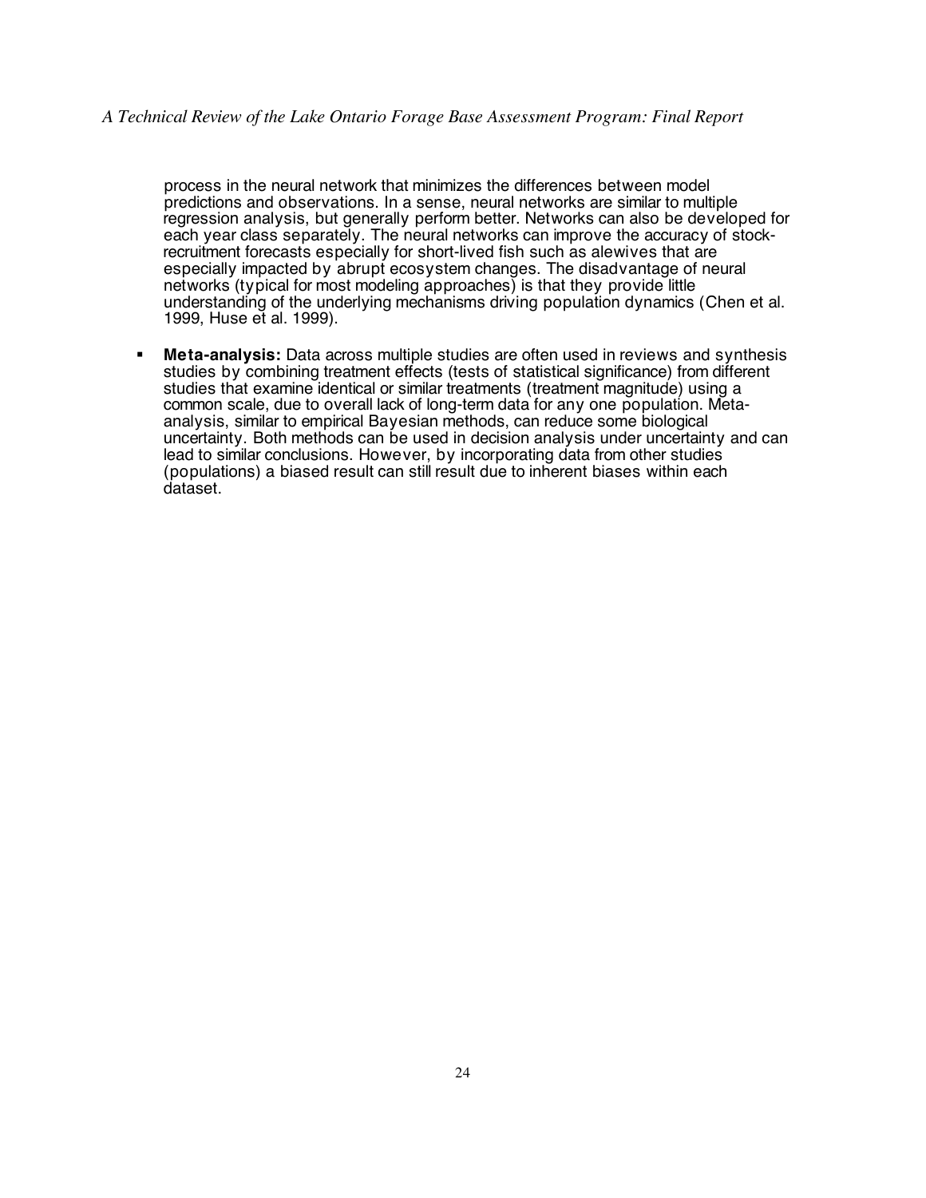process in the neural network that minimizes the differences between model predictions and observations. In a sense, neural networks are similar to multiple regression analysis, but generally perform better. Networks can also be developed for each year class separately. The neural networks can improve the accuracy of stock-recruitment forecasts especially for short-lived fish such as alewives that are especially impacted by abrupt ecosystem changes. The disadvantage of neural networks (typical for most modeling approaches) is that they provide little understanding of the underlying mechanisms driving population dynamics (Chen et al. 1999, Huse et al. 1999).

- **Meta-analysis:** Data across multiple studies are often used in reviews and synthesis studies by combining treatment effects (tests of statistical significance) from different studies that examine identical or similar treatments (treatment magnitude) using a common scale, due to overall lack of long-term data for any one population. Meta-analysis, similar to empirical Bayesian methods, can reduce some biological uncertainty. Both methods can be used in decision analysis under uncertainty and can lead to similar conclusions. However, by incorporating data from other studies (populations) a biased result can still result due to inherent biases within each dataset.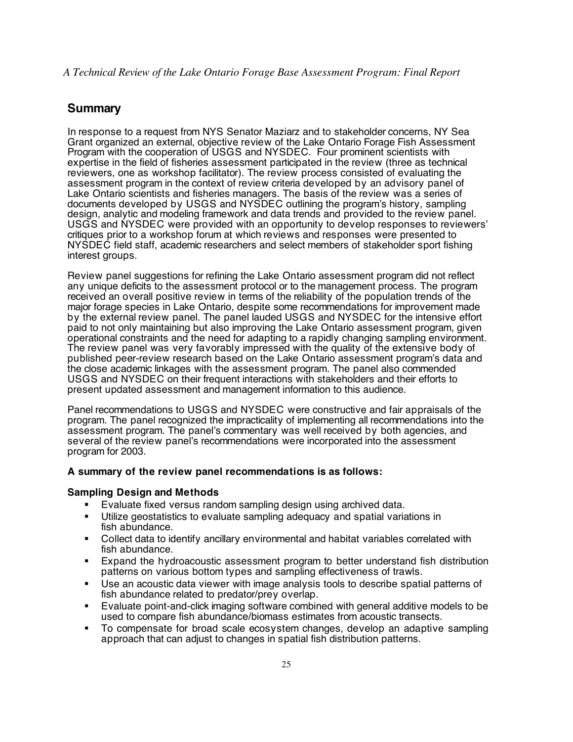## Summary

In response to a request from NYS Senator Maziarz and to stakeholder concerns, NY Sea Grant organized an external, objective review of the Lake Ontario Forage Fish Assessment Program with the cooperation of USGS and NYSDEC. Four prominent scientists with expertise in the field of fisheries assessment participated in the review (three as technical reviewers, one as workshop facilitator). The review process consisted of evaluating the assessment program in the context of review criteria developed by an advisory panel of Lake Ontario scientists and fisheries managers. The basis of the review was a series of documents developed by USGS and NYSDEC outlining the program's history, sampling design, analytic and modeling framework and data trends and provided to the review panel. USGS and NYSDEC were provided with an opportunity to develop responses to reviewers' critiques prior to a workshop forum at which reviews and responses were presented to NYSDEC field staff, academic researchers and select members of stakeholder sport fishing interest groups.

Review panel suggestions for refining the Lake Ontario assessment program did not reflect any unique deficits to the assessment protocol or to the management process. The program received an overall positive review in terms of the reliability of the population trends of the major forage species in Lake Ontario, despite some recommendations for improvement made by the external review panel. The panel lauded USGS and NYSDEC for the intensive effort paid to not only maintaining but also improving the Lake Ontario assessment program, given operational constraints and the need for adapting to a rapidly changing sampling environment. The review panel was very favorably impressed with the quality of the extensive body of published peer-review research based on the Lake Ontario assessment program's data and the close academic linkages with the assessment program. The panel also commended USGS and NYSDEC on their frequent interactions with stakeholders and their efforts to present updated assessment and management information to this audience.

Panel recommendations to USGS and NYSDEC were constructive and fair appraisals of the program. The panel recognized the impracticality of implementing all recommendations into the assessment program. The panel's commentary was well received by both agencies, and several of the review panel's recommendations were incorporated into the assessment program for 2003.

**A summary of the review panel recommendations is as follows:**

**Sampling Design and Methods**

- Evaluate fixed versus random sampling design using archived data.
- Utilize geostatistics to evaluate sampling adequacy and spatial variations in fish abundance.
- Collect data to identify ancillary environmental and habitat variables correlated with fish abundance.
- Expand the hydroacoustic assessment program to better understand fish distribution patterns on various bottom types and sampling effectiveness of trawls.
- Use an acoustic data viewer with image analysis tools to describe spatial patterns of fish abundance related to predator/prey overlap.
- Evaluate point-and-click imaging software combined with general additive models to be used to compare fish abundance/biomass estimates from acoustic transects.
- To compensate for broad scale ecosystem changes, develop an adaptive sampling approach that can adjust to changes in spatial fish distribution patterns.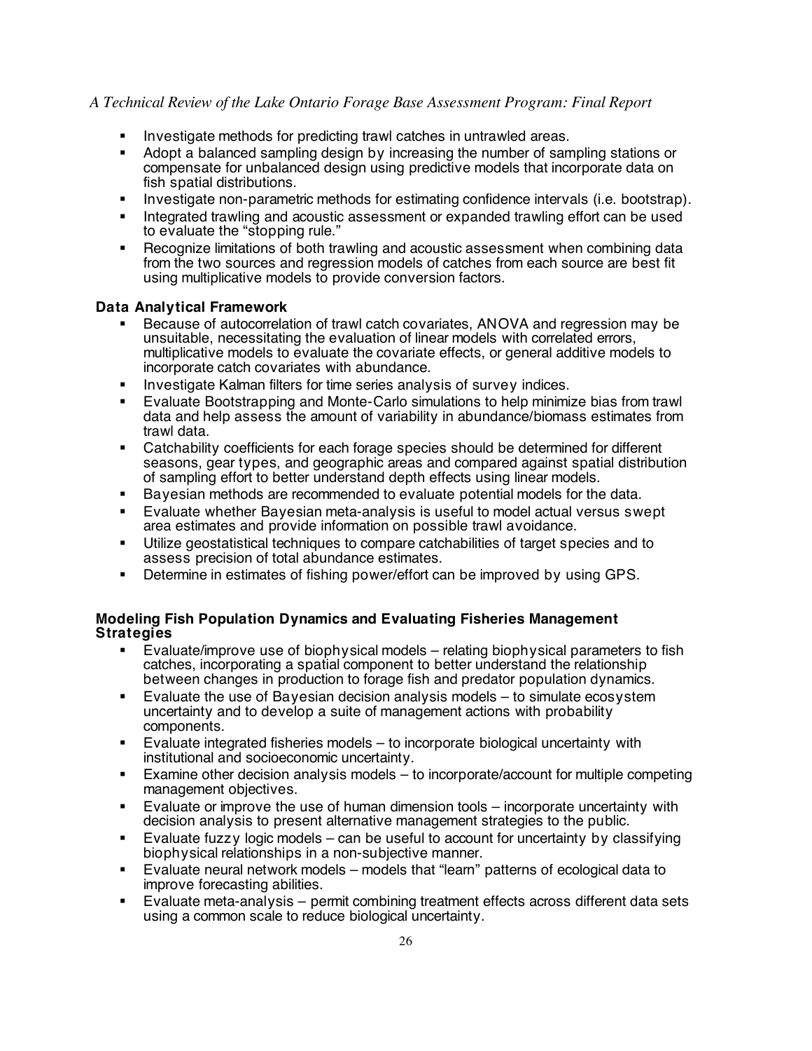- Investigate methods for predicting trawl catches in untrawled areas.
- Adopt a balanced sampling design by increasing the number of sampling stations or compensate for unbalanced design using predictive models that incorporate data on fish spatial distributions.
- Investigate non-parametric methods for estimating confidence intervals (i.e. bootstrap).
- Integrated trawling and acoustic assessment or expanded trawling effort can be used to evaluate the "stopping rule."
- Recognize limitations of both trawling and acoustic assessment when combining data from the two sources and regression models of catches from each source are best fit using multiplicative models to provide conversion factors.

### Data Analytical Framework

- Because of autocorrelation of trawl catch covariates, ANOVA and regression may be unsuitable, necessitating the evaluation of linear models with correlated errors, multiplicative models to evaluate the covariate effects, or general additive models to incorporate catch covariates with abundance.
- Investigate Kalman filters for time series analysis of survey indices.
- Evaluate Bootstrapping and Monte-Carlo simulations to help minimize bias from trawl data and help assess the amount of variability in abundance/biomass estimates from trawl data.
- Catchability coefficients for each forage species should be determined for different seasons, gear types, and geographic areas and compared against spatial distribution of sampling effort to better understand depth effects using linear models.
- Bayesian methods are recommended to evaluate potential models for the data.
- Evaluate whether Bayesian meta-analysis is useful to model actual versus swept area estimates and provide information on possible trawl avoidance.
- Utilize geostatistical techniques to compare catchabilities of target species and to assess precision of total abundance estimates.
- Determine in estimates of fishing power/effort can be improved by using GPS.

### Modeling Fish Population Dynamics and Evaluating Fisheries Management Strategies

- Evaluate/improve use of biophysical models – relating biophysical parameters to fish catches, incorporating a spatial component to better understand the relationship between changes in production to forage fish and predator population dynamics.
- Evaluate the use of Bayesian decision analysis models – to simulate ecosystem uncertainty and to develop a suite of management actions with probability components.
- Evaluate integrated fisheries models – to incorporate biological uncertainty with institutional and socioeconomic uncertainty.
- Examine other decision analysis models – to incorporate/account for multiple competing management objectives.
- Evaluate or improve the use of human dimension tools – incorporate uncertainty with decision analysis to present alternative management strategies to the public.
- Evaluate fuzzy logic models – can be useful to account for uncertainty by classifying biophysical relationships in a non-subjective manner.
- Evaluate neural network models – models that "learn" patterns of ecological data to improve forecasting abilities.
- Evaluate meta-analysis – permit combining treatment effects across different data sets using a common scale to reduce biological uncertainty.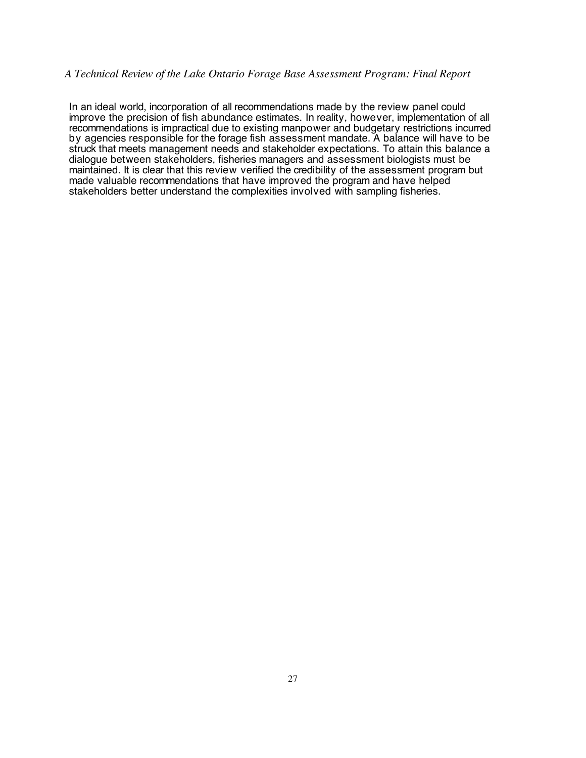In an ideal world, incorporation of all recommendations made by the review panel could improve the precision of fish abundance estimates. In reality, however, implementation of all recommendations is impractical due to existing manpower and budgetary restrictions incurred by agencies responsible for the forage fish assessment mandate. A balance will have to be struck that meets management needs and stakeholder expectations. To attain this balance a dialogue between stakeholders, fisheries managers and assessment biologists must be maintained. It is clear that this review verified the credibility of the assessment program but made valuable recommendations that have improved the program and have helped stakeholders better understand the complexities involved with sampling fisheries.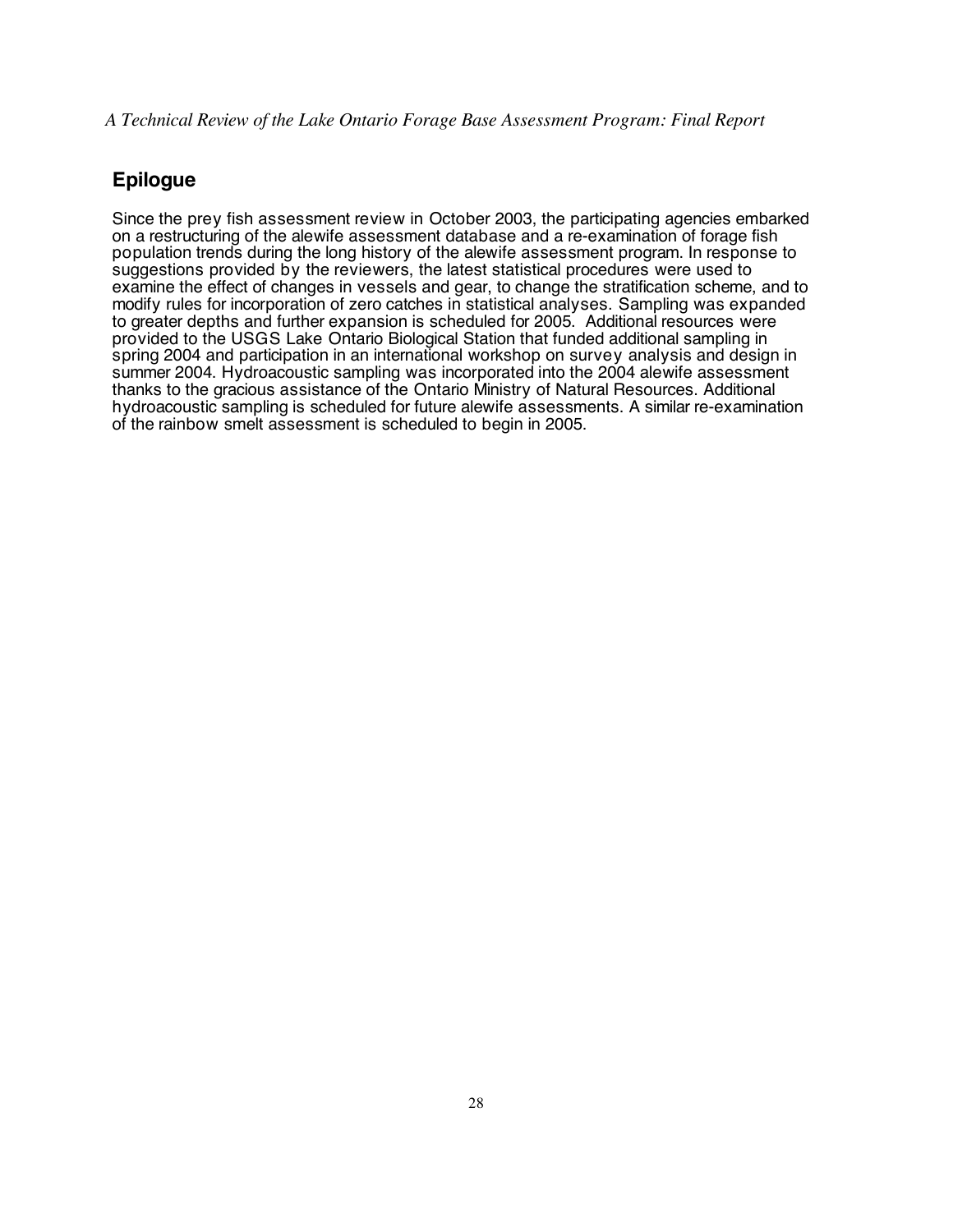## Epilogue

Since the prey fish assessment review in October 2003, the participating agencies embarked on a restructuring of the alewife assessment database and a re-examination of forage fish population trends during the long history of the alewife assessment program. In response to suggestions provided by the reviewers, the latest statistical procedures were used to examine the effect of changes in vessels and gear, to change the stratification scheme, and to modify rules for incorporation of zero catches in statistical analyses. Sampling was expanded to greater depths and further expansion is scheduled for 2005. Additional resources were provided to the USGS Lake Ontario Biological Station that funded additional sampling in spring 2004 and participation in an international workshop on survey analysis and design in summer 2004. Hydroacoustic sampling was incorporated into the 2004 alewife assessment thanks to the gracious assistance of the Ontario Ministry of Natural Resources. Additional hydroacoustic sampling is scheduled for future alewife assessments. A similar re-examination of the rainbow smelt assessment is scheduled to begin in 2005.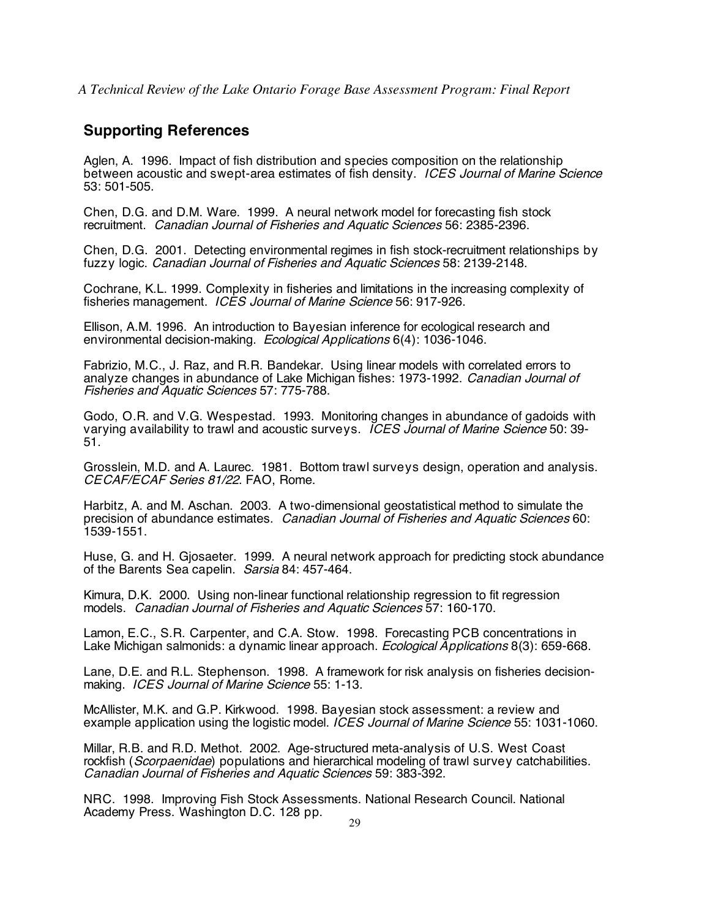## Supporting References

Aglen, A. 1996. Impact of fish distribution and species composition on the relationship between acoustic and swept-area estimates of fish density. *ICES Journal of Marine Science* 53: 501-505.

Chen, D.G. and D.M. Ware. 1999. A neural network model for forecasting fish stock recruitment. *Canadian Journal of Fisheries and Aquatic Sciences* 56: 2385-2396.

Chen, D.G. 2001. Detecting environmental regimes in fish stock-recruitment relationships by fuzzy logic. *Canadian Journal of Fisheries and Aquatic Sciences* 58: 2139-2148.

Cochrane, K.L. 1999. Complexity in fisheries and limitations in the increasing complexity of fisheries management. *ICES Journal of Marine Science* 56: 917-926.

Ellison, A.M. 1996. An introduction to Bayesian inference for ecological research and environmental decision-making. *Ecological Applications* 6(4): 1036-1046.

Fabrizio, M.C., J. Raz, and R.R. Bandekar. Using linear models with correlated errors to analyze changes in abundance of Lake Michigan fishes: 1973-1992. *Canadian Journal of Fisheries and Aquatic Sciences* 57: 775-788.

Godo, O.R. and V.G. Wespestad. 1993. Monitoring changes in abundance of gadoids with varying availability to trawl and acoustic surveys. *ICES Journal of Marine Science* 50: 39-51.

Grosslein, M.D. and A. Laurec. 1981. Bottom trawl surveys design, operation and analysis. *CECAF/ECAF Series 81/22*. FAO, Rome.

Harbitz, A. and M. Aschan. 2003. A two-dimensional geostatistical method to simulate the precision of abundance estimates. *Canadian Journal of Fisheries and Aquatic Sciences* 60: 1539-1551.

Huse, G. and H. Gjosaeter. 1999. A neural network approach for predicting stock abundance of the Barents Sea capelin. *Sarsia* 84: 457-464.

Kimura, D.K. 2000. Using non-linear functional relationship regression to fit regression models. *Canadian Journal of Fisheries and Aquatic Sciences* 57: 160-170.

Lamon, E.C., S.R. Carpenter, and C.A. Stow. 1998. Forecasting PCB concentrations in Lake Michigan salmonids: a dynamic linear approach. *Ecological Applications* 8(3): 659-668.

Lane, D.E. and R.L. Stephenson. 1998. A framework for risk analysis on fisheries decision-making. *ICES Journal of Marine Science* 55: 1-13.

McAllister, M.K. and G.P. Kirkwood. 1998. Bayesian stock assessment: a review and example application using the logistic model. *ICES Journal of Marine Science* 55: 1031-1060.

Millar, R.B. and R.D. Methot. 2002. Age-structured meta-analysis of U.S. West Coast rockfish (*Scorpaenidae*) populations and hierarchical modeling of trawl survey catchabilities. *Canadian Journal of Fisheries and Aquatic Sciences* 59: 383-392.

NRC. 1998. Improving Fish Stock Assessments. National Research Council. National Academy Press. Washington D.C. 128 pp.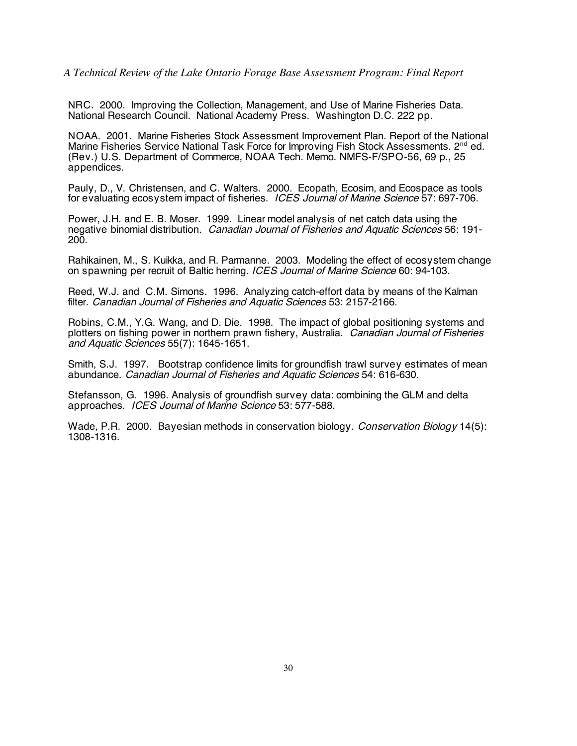NRC. 2000. Improving the Collection, Management, and Use of Marine Fisheries Data. National Research Council. National Academy Press. Washington D.C. 222 pp.

NOAA. 2001. Marine Fisheries Stock Assessment Improvement Plan. Report of the National Marine Fisheries Service National Task Force for Improving Fish Stock Assessments. 2$^{nd}$ ed. (Rev.) U.S. Department of Commerce, NOAA Tech. Memo. NMFS-F/SPO-56, 69 p., 25 appendices.

Pauly, D., V. Christensen, and C. Walters. 2000. Ecopath, Ecosim, and Ecospace as tools for evaluating ecosystem impact of fisheries. *ICES Journal of Marine Science* 57: 697-706.

Power, J.H. and E. B. Moser. 1999. Linear model analysis of net catch data using the negative binomial distribution. *Canadian Journal of Fisheries and Aquatic Sciences* 56: 191-200.

Rahikainen, M., S. Kuikka, and R. Parmanne. 2003. Modeling the effect of ecosystem change on spawning per recruit of Baltic herring. *ICES Journal of Marine Science* 60: 94-103.

Reed, W.J. and C.M. Simons. 1996. Analyzing catch-effort data by means of the Kalman filter. *Canadian Journal of Fisheries and Aquatic Sciences* 53: 2157-2166.

Robins, C.M., Y.G. Wang, and D. Die. 1998. The impact of global positioning systems and plotters on fishing power in northern prawn fishery, Australia. *Canadian Journal of Fisheries and Aquatic Sciences* 55(7): 1645-1651.

Smith, S.J. 1997. Bootstrap confidence limits for groundfish trawl survey estimates of mean abundance. *Canadian Journal of Fisheries and Aquatic Sciences* 54: 616-630.

Stefansson, G. 1996. Analysis of groundfish survey data: combining the GLM and delta approaches. *ICES Journal of Marine Science* 53: 577-588.

Wade, P.R. 2000. Bayesian methods in conservation biology. *Conservation Biology* 14(5): 1308-1316.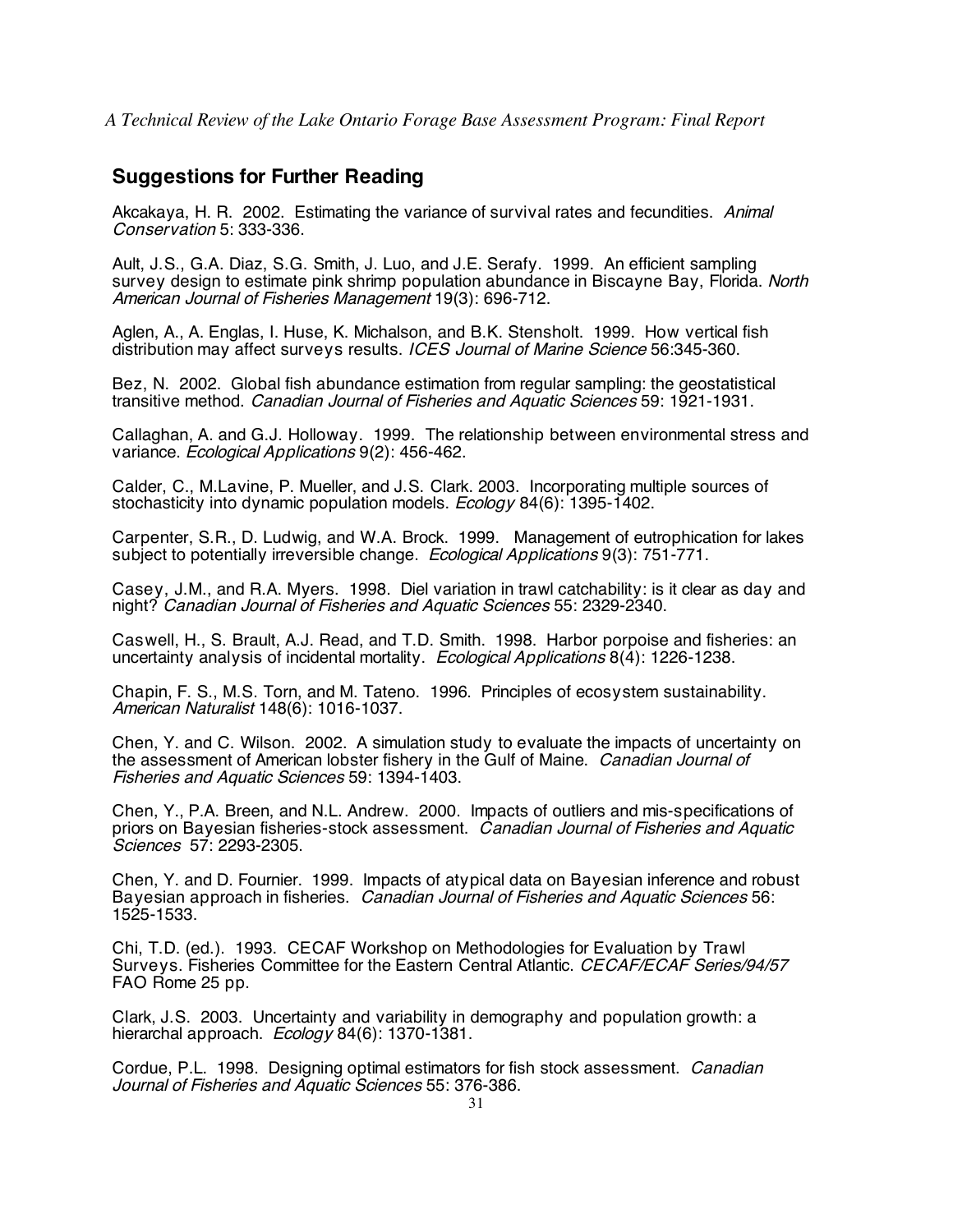## Suggestions for Further Reading

Akcakaya, H. R. 2002. Estimating the variance of survival rates and fecundities. *Animal Conservation* 5: 333-336.

Ault, J.S., G.A. Diaz, S.G. Smith, J. Luo, and J.E. Serafy. 1999. An efficient sampling survey design to estimate pink shrimp population abundance in Biscayne Bay, Florida. *North American Journal of Fisheries Management* 19(3): 696-712.

Aglen, A., A. Englas, I. Huse, K. Michalson, and B.K. Stensholt. 1999. How vertical fish distribution may affect surveys results. *ICES Journal of Marine Science* 56:345-360.

Bez, N. 2002. Global fish abundance estimation from regular sampling: the geostatistical transitive method. *Canadian Journal of Fisheries and Aquatic Sciences* 59: 1921-1931.

Callaghan, A. and G.J. Holloway. 1999. The relationship between environmental stress and variance. *Ecological Applications* 9(2): 456-462.

Calder, C., M.Lavine, P. Mueller, and J.S. Clark. 2003. Incorporating multiple sources of stochasticity into dynamic population models. *Ecology* 84(6): 1395-1402.

Carpenter, S.R., D. Ludwig, and W.A. Brock. 1999. Management of eutrophication for lakes subject to potentially irreversible change. *Ecological Applications* 9(3): 751-771.

Casey, J.M., and R.A. Myers. 1998. Diel variation in trawl catchability: is it clear as day and night? *Canadian Journal of Fisheries and Aquatic Sciences* 55: 2329-2340.

Caswell, H., S. Brault, A.J. Read, and T.D. Smith. 1998. Harbor porpoise and fisheries: an uncertainty analysis of incidental mortality. *Ecological Applications* 8(4): 1226-1238.

Chapin, F. S., M.S. Torn, and M. Tateno. 1996. Principles of ecosystem sustainability. *American Naturalist* 148(6): 1016-1037.

Chen, Y. and C. Wilson. 2002. A simulation study to evaluate the impacts of uncertainty on the assessment of American lobster fishery in the Gulf of Maine. *Canadian Journal of Fisheries and Aquatic Sciences* 59: 1394-1403.

Chen, Y., P.A. Breen, and N.L. Andrew. 2000. Impacts of outliers and mis-specifications of priors on Bayesian fisheries-stock assessment. *Canadian Journal of Fisheries and Aquatic Sciences* 57: 2293-2305.

Chen, Y. and D. Fournier. 1999. Impacts of atypical data on Bayesian inference and robust Bayesian approach in fisheries. *Canadian Journal of Fisheries and Aquatic Sciences* 56: 1525-1533.

Chi, T.D. (ed.). 1993. CECAF Workshop on Methodologies for Evaluation by Trawl Surveys. Fisheries Committee for the Eastern Central Atlantic. *CECAF/ECAF Series/94/57* FAO Rome 25 pp.

Clark, J.S. 2003. Uncertainty and variability in demography and population growth: a hierarchal approach. *Ecology* 84(6): 1370-1381.

Cordue, P.L. 1998. Designing optimal estimators for fish stock assessment. *Canadian Journal of Fisheries and Aquatic Sciences* 55: 376-386.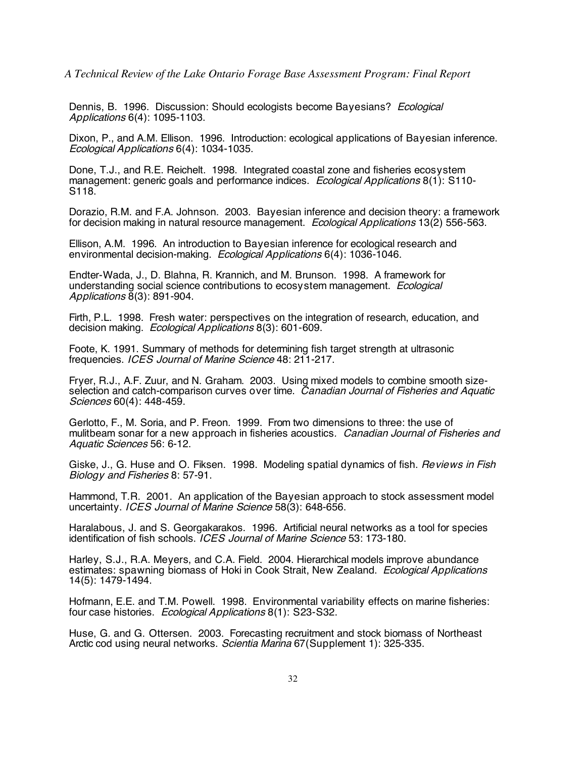Dennis, B. 1996. Discussion: Should ecologists become Bayesians? *Ecological Applications* 6(4): 1095-1103.

Dixon, P., and A.M. Ellison. 1996. Introduction: ecological applications of Bayesian inference. *Ecological Applications* 6(4): 1034-1035.

Done, T.J., and R.E. Reichelt. 1998. Integrated coastal zone and fisheries ecosystem management: generic goals and performance indices. *Ecological Applications* 8(1): S110-S118.

Dorazio, R.M. and F.A. Johnson. 2003. Bayesian inference and decision theory: a framework for decision making in natural resource management. *Ecological Applications* 13(2) 556-563.

Ellison, A.M. 1996. An introduction to Bayesian inference for ecological research and environmental decision-making. *Ecological Applications* 6(4): 1036-1046.

Endter-Wada, J., D. Blahna, R. Krannich, and M. Brunson. 1998. A framework for understanding social science contributions to ecosystem management. *Ecological Applications* 8(3): 891-904.

Firth, P.L. 1998. Fresh water: perspectives on the integration of research, education, and decision making. *Ecological Applications* 8(3): 601-609.

Foote, K. 1991. Summary of methods for determining fish target strength at ultrasonic frequencies. *ICES Journal of Marine Science* 48: 211-217.

Fryer, R.J., A.F. Zuur, and N. Graham. 2003. Using mixed models to combine smooth size-selection and catch-comparison curves over time. *Canadian Journal of Fisheries and Aquatic Sciences* 60(4): 448-459.

Gerlotto, F., M. Soria, and P. Freon. 1999. From two dimensions to three: the use of mulitbeam sonar for a new approach in fisheries acoustics. *Canadian Journal of Fisheries and Aquatic Sciences* 56: 6-12.

Giske, J., G. Huse and O. Fiksen. 1998. Modeling spatial dynamics of fish. *Reviews in Fish Biology and Fisheries* 8: 57-91.

Hammond, T.R. 2001. An application of the Bayesian approach to stock assessment model uncertainty. *ICES Journal of Marine Science* 58(3): 648-656.

Haralabous, J. and S. Georgakarakos. 1996. Artificial neural networks as a tool for species identification of fish schools. *ICES Journal of Marine Science* 53: 173-180.

Harley, S.J., R.A. Meyers, and C.A. Field. 2004. Hierarchical models improve abundance estimates: spawning biomass of Hoki in Cook Strait, New Zealand. *Ecological Applications* 14(5): 1479-1494.

Hofmann, E.E. and T.M. Powell. 1998. Environmental variability effects on marine fisheries: four case histories. *Ecological Applications* 8(1): S23-S32.

Huse, G. and G. Ottersen. 2003. Forecasting recruitment and stock biomass of Northeast Arctic cod using neural networks. *Scientia Marina* 67(Supplement 1): 325-335.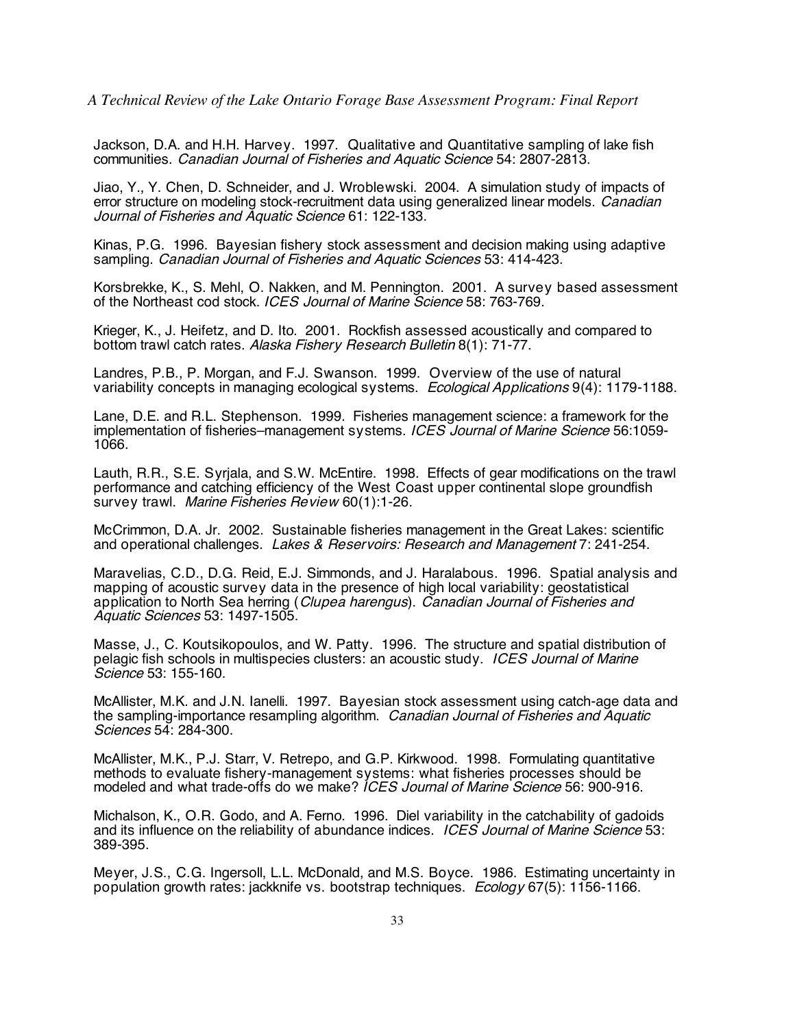Jackson, D.A. and H.H. Harvey. 1997. Qualitative and Quantitative sampling of lake fish communities. *Canadian Journal of Fisheries and Aquatic Science* 54: 2807-2813.

Jiao, Y., Y. Chen, D. Schneider, and J. Wroblewski. 2004. A simulation study of impacts of error structure on modeling stock-recruitment data using generalized linear models. *Canadian Journal of Fisheries and Aquatic Science* 61: 122-133.

Kinas, P.G. 1996. Bayesian fishery stock assessment and decision making using adaptive sampling. *Canadian Journal of Fisheries and Aquatic Sciences* 53: 414-423.

Korsbrekke, K., S. Mehl, O. Nakken, and M. Pennington. 2001. A survey based assessment of the Northeast cod stock. *ICES Journal of Marine Science* 58: 763-769.

Krieger, K., J. Heifetz, and D. Ito. 2001. Rockfish assessed acoustically and compared to bottom trawl catch rates. *Alaska Fishery Research Bulletin* 8(1): 71-77.

Landres, P.B., P. Morgan, and F.J. Swanson. 1999. Overview of the use of natural variability concepts in managing ecological systems. *Ecological Applications* 9(4): 1179-1188.

Lane, D.E. and R.L. Stephenson. 1999. Fisheries management science: a framework for the implementation of fisheries–management systems. *ICES Journal of Marine Science* 56:1059-1066.

Lauth, R.R., S.E. Syrjala, and S.W. McEntire. 1998. Effects of gear modifications on the trawl performance and catching efficiency of the West Coast upper continental slope groundfish survey trawl. *Marine Fisheries Review* 60(1):1-26.

McCrimmon, D.A. Jr. 2002. Sustainable fisheries management in the Great Lakes: scientific and operational challenges. *Lakes & Reservoirs: Research and Management* 7: 241-254.

Maravelias, C.D., D.G. Reid, E.J. Simmonds, and J. Haralabous. 1996. Spatial analysis and mapping of acoustic survey data in the presence of high local variability: geostatistical application to North Sea herring (*Clupea harengus*). *Canadian Journal of Fisheries and Aquatic Sciences* 53: 1497-1505.

Masse, J., C. Koutsikopoulos, and W. Patty. 1996. The structure and spatial distribution of pelagic fish schools in multispecies clusters: an acoustic study. *ICES Journal of Marine Science* 53: 155-160.

McAllister, M.K. and J.N. Ianelli. 1997. Bayesian stock assessment using catch-age data and the sampling-importance resampling algorithm. *Canadian Journal of Fisheries and Aquatic Sciences* 54: 284-300.

McAllister, M.K., P.J. Starr, V. Retrepo, and G.P. Kirkwood. 1998. Formulating quantitative methods to evaluate fishery-management systems: what fisheries processes should be modeled and what trade-offs do we make? *ICES Journal of Marine Science* 56: 900-916.

Michalson, K., O.R. Godo, and A. Ferno. 1996. Diel variability in the catchability of gadoids and its influence on the reliability of abundance indices. *ICES Journal of Marine Science* 53: 389-395.

Meyer, J.S., C.G. Ingersoll, L.L. McDonald, and M.S. Boyce. 1986. Estimating uncertainty in population growth rates: jackknife vs. bootstrap techniques. *Ecology* 67(5): 1156-1166.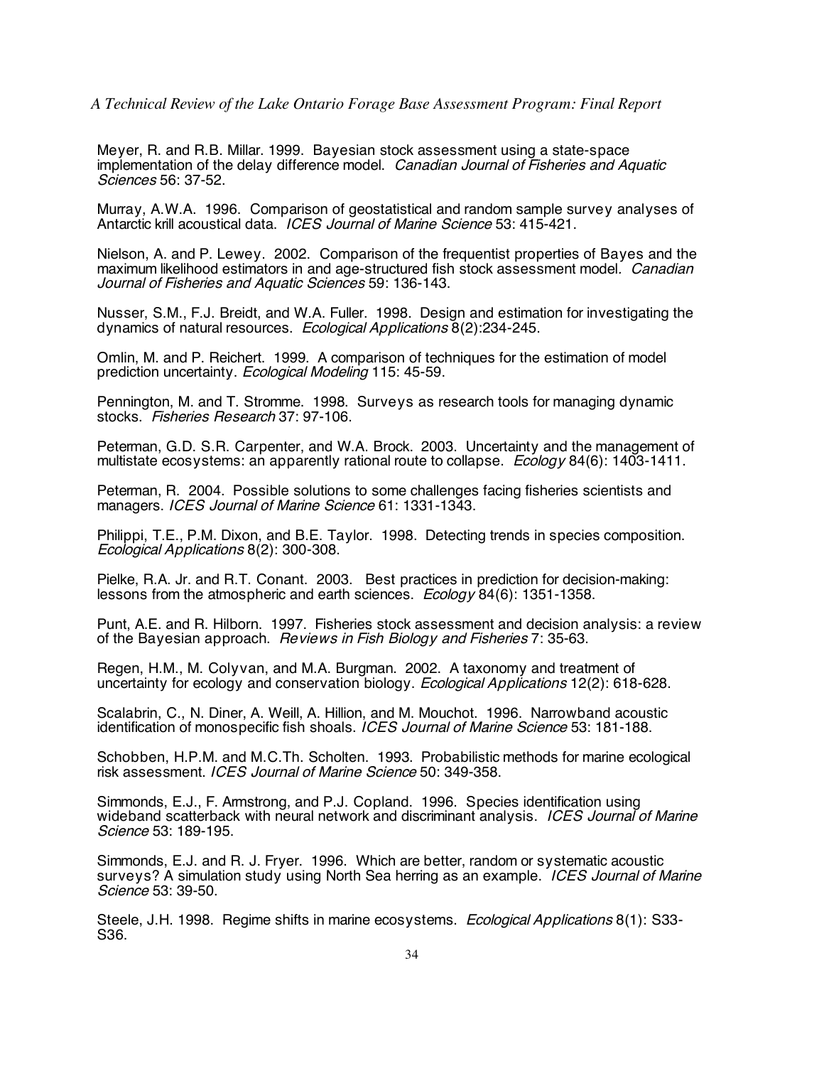Meyer, R. and R.B. Millar. 1999. Bayesian stock assessment using a state-space implementation of the delay difference model. *Canadian Journal of Fisheries and Aquatic Sciences* 56: 37-52.

Murray, A.W.A. 1996. Comparison of geostatistical and random sample survey analyses of Antarctic krill acoustical data. *ICES Journal of Marine Science* 53: 415-421.

Nielson, A. and P. Lewey. 2002. Comparison of the frequentist properties of Bayes and the maximum likelihood estimators in and age-structured fish stock assessment model. *Canadian Journal of Fisheries and Aquatic Sciences* 59: 136-143.

Nusser, S.M., F.J. Breidt, and W.A. Fuller. 1998. Design and estimation for investigating the dynamics of natural resources. *Ecological Applications* 8(2):234-245.

Omlin, M. and P. Reichert. 1999. A comparison of techniques for the estimation of model prediction uncertainty. *Ecological Modeling* 115: 45-59.

Pennington, M. and T. Stromme. 1998. Surveys as research tools for managing dynamic stocks. *Fisheries Research* 37: 97-106.

Peterman, G.D. S.R. Carpenter, and W.A. Brock. 2003. Uncertainty and the management of multistate ecosystems: an apparently rational route to collapse. *Ecology* 84(6): 1403-1411.

Peterman, R. 2004. Possible solutions to some challenges facing fisheries scientists and managers. *ICES Journal of Marine Science* 61: 1331-1343.

Philippi, T.E., P.M. Dixon, and B.E. Taylor. 1998. Detecting trends in species composition. *Ecological Applications* 8(2): 300-308.

Pielke, R.A. Jr. and R.T. Conant. 2003. Best practices in prediction for decision-making: lessons from the atmospheric and earth sciences. *Ecology* 84(6): 1351-1358.

Punt, A.E. and R. Hilborn. 1997. Fisheries stock assessment and decision analysis: a review of the Bayesian approach. *Reviews in Fish Biology and Fisheries* 7: 35-63.

Regen, H.M., M. Colyvan, and M.A. Burgman. 2002. A taxonomy and treatment of uncertainty for ecology and conservation biology. *Ecological Applications* 12(2): 618-628.

Scalabrin, C., N. Diner, A. Weill, A. Hillion, and M. Mouchot. 1996. Narrowband acoustic identification of monospecific fish shoals. *ICES Journal of Marine Science* 53: 181-188.

Schobben, H.P.M. and M.C.Th. Scholten. 1993. Probabilistic methods for marine ecological risk assessment. *ICES Journal of Marine Science* 50: 349-358.

Simmonds, E.J., F. Armstrong, and P.J. Copland. 1996. Species identification using wideband scatterback with neural network and discriminant analysis. *ICES Journal of Marine Science* 53: 189-195.

Simmonds, E.J. and R. J. Fryer. 1996. Which are better, random or systematic acoustic surveys? A simulation study using North Sea herring as an example. *ICES Journal of Marine Science* 53: 39-50.

Steele, J.H. 1998. Regime shifts in marine ecosystems. *Ecological Applications* 8(1): S33-S36.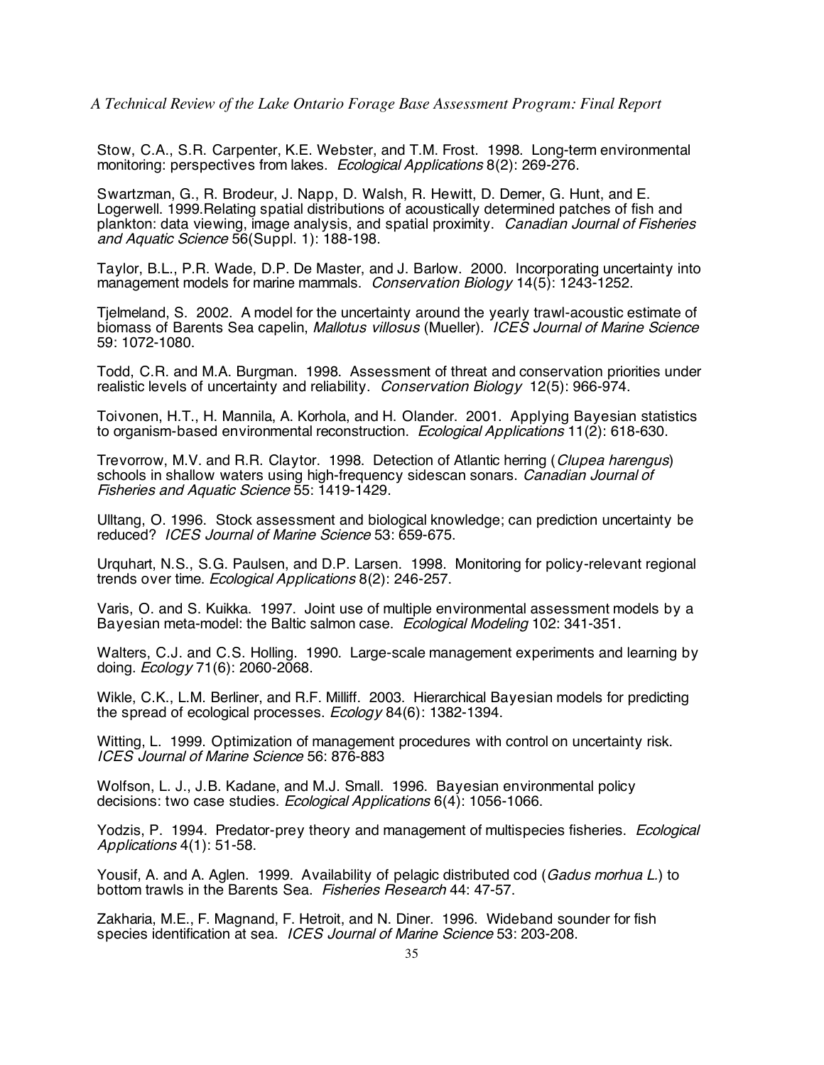Stow, C.A., S.R. Carpenter, K.E. Webster, and T.M. Frost. 1998. Long-term environmental monitoring: perspectives from lakes. *Ecological Applications* 8(2): 269-276.

Swartzman, G., R. Brodeur, J. Napp, D. Walsh, R. Hewitt, D. Demer, G. Hunt, and E. Logerwell. 1999.Relating spatial distributions of acoustically determined patches of fish and plankton: data viewing, image analysis, and spatial proximity. *Canadian Journal of Fisheries and Aquatic Science* 56(Suppl. 1): 188-198.

Taylor, B.L., P.R. Wade, D.P. De Master, and J. Barlow. 2000. Incorporating uncertainty into management models for marine mammals. *Conservation Biology* 14(5): 1243-1252.

Tjelmeland, S. 2002. A model for the uncertainty around the yearly trawl-acoustic estimate of biomass of Barents Sea capelin, *Mallotus villosus* (Mueller). *ICES Journal of Marine Science* 59: 1072-1080.

Todd, C.R. and M.A. Burgman. 1998. Assessment of threat and conservation priorities under realistic levels of uncertainty and reliability. *Conservation Biology* 12(5): 966-974.

Toivonen, H.T., H. Mannila, A. Korhola, and H. Olander. 2001. Applying Bayesian statistics to organism-based environmental reconstruction. *Ecological Applications* 11(2): 618-630.

Trevorrow, M.V. and R.R. Claytor. 1998. Detection of Atlantic herring (*Clupea harengus*) schools in shallow waters using high-frequency sidescan sonars. *Canadian Journal of Fisheries and Aquatic Science* 55: 1419-1429.

Ulltang, O. 1996. Stock assessment and biological knowledge; can prediction uncertainty be reduced? *ICES Journal of Marine Science* 53: 659-675.

Urquhart, N.S., S.G. Paulsen, and D.P. Larsen. 1998. Monitoring for policy-relevant regional trends over time. *Ecological Applications* 8(2): 246-257.

Varis, O. and S. Kuikka. 1997. Joint use of multiple environmental assessment models by a Bayesian meta-model: the Baltic salmon case. *Ecological Modeling* 102: 341-351.

Walters, C.J. and C.S. Holling. 1990. Large-scale management experiments and learning by doing. *Ecology* 71(6): 2060-2068.

Wikle, C.K., L.M. Berliner, and R.F. Milliff. 2003. Hierarchical Bayesian models for predicting the spread of ecological processes. *Ecology* 84(6): 1382-1394.

Witting, L. 1999. Optimization of management procedures with control on uncertainty risk. *ICES Journal of Marine Science* 56: 876-883

Wolfson, L. J., J.B. Kadane, and M.J. Small. 1996. Bayesian environmental policy decisions: two case studies. *Ecological Applications* 6(4): 1056-1066.

Yodzis, P. 1994. Predator-prey theory and management of multispecies fisheries. *Ecological Applications* 4(1): 51-58.

Yousif, A. and A. Aglen. 1999. Availability of pelagic distributed cod (*Gadus morhua L.*) to bottom trawls in the Barents Sea. *Fisheries Research* 44: 47-57.

Zakharia, M.E., F. Magnand, F. Hetroit, and N. Diner. 1996. Wideband sounder for fish species identification at sea. *ICES Journal of Marine Science* 53: 203-208.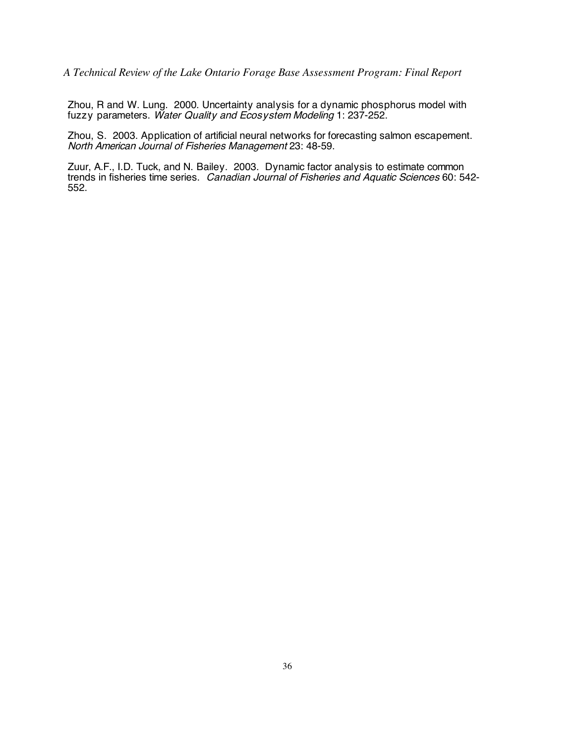Zhou, R and W. Lung. 2000. Uncertainty analysis for a dynamic phosphorus model with fuzzy parameters. *Water Quality and Ecosystem Modeling* 1: 237-252.

Zhou, S. 2003. Application of artificial neural networks for forecasting salmon escapement. *North American Journal of Fisheries Management* 23: 48-59.

Zuur, A.F., I.D. Tuck, and N. Bailey. 2003. Dynamic factor analysis to estimate common trends in fisheries time series. *Canadian Journal of Fisheries and Aquatic Sciences* 60: 542-552.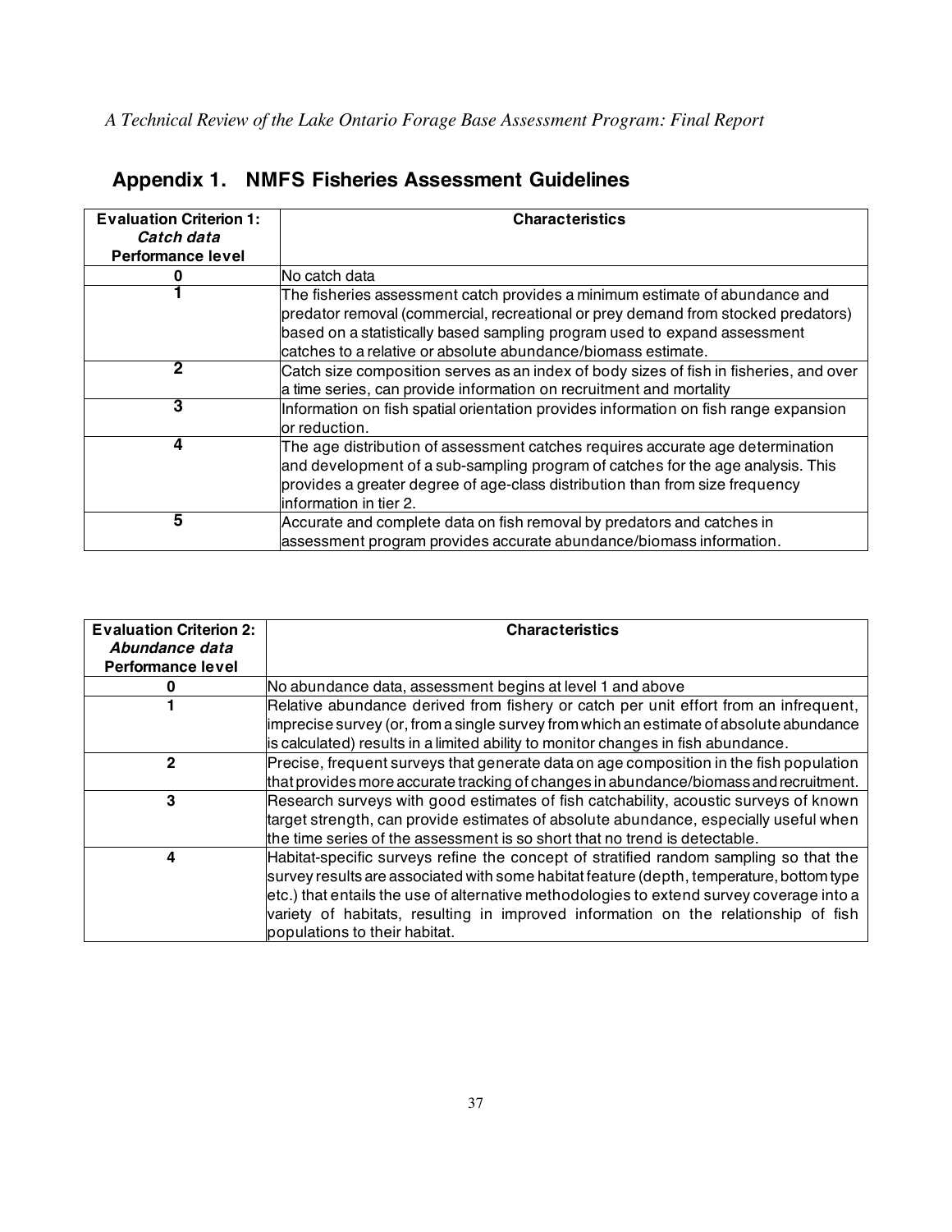## Appendix 1. NMFS Fisheries Assessment Guidelines

| **Evaluation Criterion 1: *Catch data* Performance level** | **Characteristics** |
|---|---|
| 0 | No catch data |
| 1 | The fisheries assessment catch provides a minimum estimate of abundance and predator removal (commercial, recreational or prey demand from stocked predators) based on a statistically based sampling program used to expand assessment catches to a relative or absolute abundance/biomass estimate. |
| 2 | Catch size composition serves as an index of body sizes of fish in fisheries, and over a time series, can provide information on recruitment and mortality |
| 3 | Information on fish spatial orientation provides information on fish range expansion or reduction. |
| 4 | The age distribution of assessment catches requires accurate age determination and development of a sub-sampling program of catches for the age analysis. This provides a greater degree of age-class distribution than from size frequency information in tier 2. |
| 5 | Accurate and complete data on fish removal by predators and catches in assessment program provides accurate abundance/biomass information. |

| **Evaluation Criterion 2: *Abundance data* Performance level** | **Characteristics** |
|---|---|
| 0 | No abundance data, assessment begins at level 1 and above |
| 1 | Relative abundance derived from fishery or catch per unit effort from an infrequent, imprecise survey (or, from a single survey from which an estimate of absolute abundance is calculated) results in a limited ability to monitor changes in fish abundance. |
| 2 | Precise, frequent surveys that generate data on age composition in the fish population that provides more accurate tracking of changes in abundance/biomass and recruitment. |
| 3 | Research surveys with good estimates of fish catchability, acoustic surveys of known target strength, can provide estimates of absolute abundance, especially useful when the time series of the assessment is so short that no trend is detectable. |
| 4 | Habitat-specific surveys refine the concept of stratified random sampling so that the survey results are associated with some habitat feature (depth, temperature, bottom type etc.) that entails the use of alternative methodologies to extend survey coverage into a variety of habitats, resulting in improved information on the relationship of fish populations to their habitat. |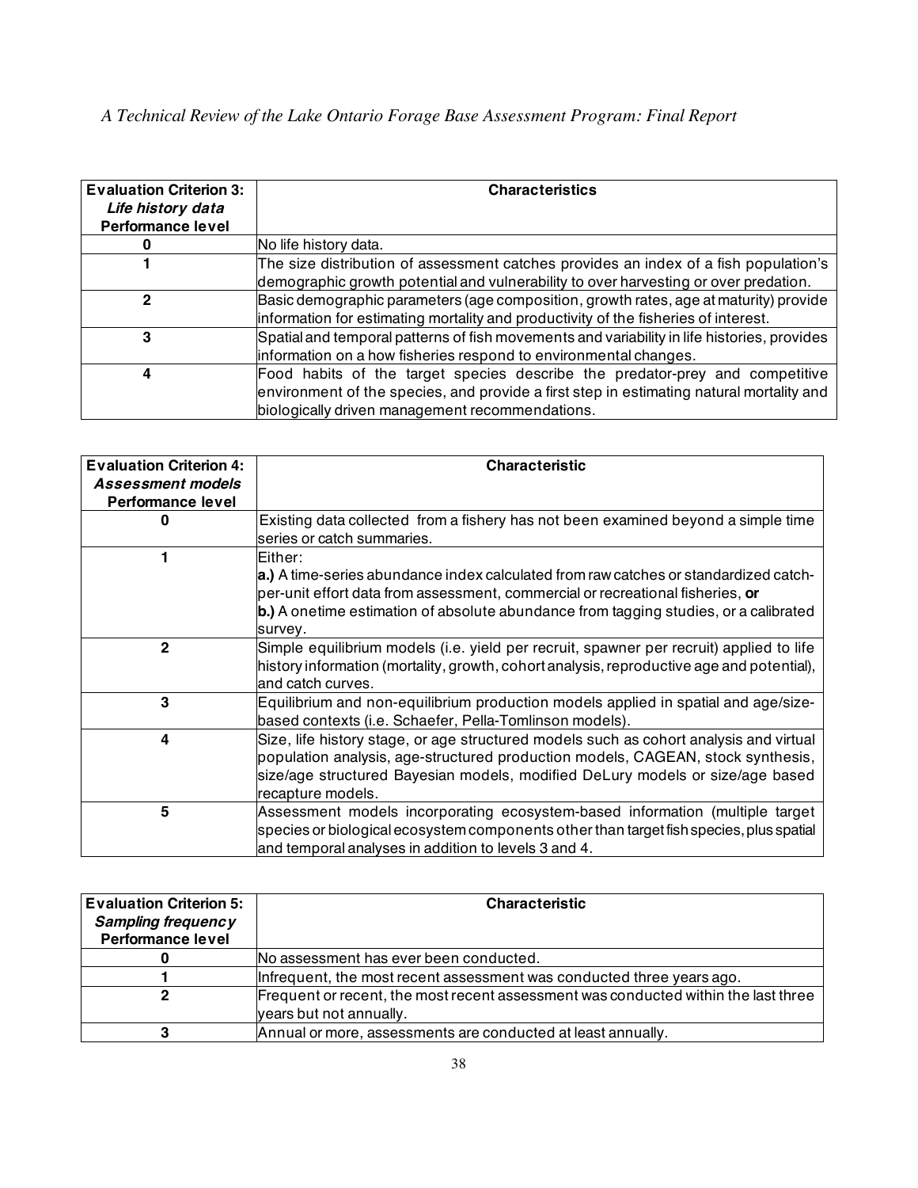| **Evaluation Criterion 3:** ***Life history data*** **Performance level** | **Characteristics** |
|---|---|
| **0** | No life history data. |
| **1** | The size distribution of assessment catches provides an index of a fish population's demographic growth potential and vulnerability to over harvesting or over predation. |
| **2** | Basic demographic parameters (age composition, growth rates, age at maturity) provide information for estimating mortality and productivity of the fisheries of interest. |
| **3** | Spatial and temporal patterns of fish movements and variability in life histories, provides information on a how fisheries respond to environmental changes. |
| **4** | Food habits of the target species describe the predator-prey and competitive environment of the species, and provide a first step in estimating natural mortality and biologically driven management recommendations. |

| **Evaluation Criterion 4:** ***Assessment models*** **Performance level** | **Characteristic** |
|---|---|
| **0** | Existing data collected from a fishery has not been examined beyond a simple time series or catch summaries. |
| **1** | Either: **a.)** A time-series abundance index calculated from raw catches or standardized catch-per-unit effort data from assessment, commercial or recreational fisheries, **or** **b.)** A onetime estimation of absolute abundance from tagging studies, or a calibrated survey. |
| **2** | Simple equilibrium models (i.e. yield per recruit, spawner per recruit) applied to life history information (mortality, growth, cohort analysis, reproductive age and potential), and catch curves. |
| **3** | Equilibrium and non-equilibrium production models applied in spatial and age/size-based contexts (i.e. Schaefer, Pella-Tomlinson models). |
| **4** | Size, life history stage, or age structured models such as cohort analysis and virtual population analysis, age-structured production models, CAGEAN, stock synthesis, size/age structured Bayesian models, modified DeLury models or size/age based recapture models. |
| **5** | Assessment models incorporating ecosystem-based information (multiple target species or biological ecosystem components other than target fish species, plus spatial and temporal analyses in addition to levels 3 and 4. |

| **Evaluation Criterion 5:** ***Sampling frequency*** **Performance level** | **Characteristic** |
|---|---|
| **0** | No assessment has ever been conducted. |
| **1** | Infrequent, the most recent assessment was conducted three years ago. |
| **2** | Frequent or recent, the most recent assessment was conducted within the last three years but not annually. |
| **3** | Annual or more, assessments are conducted at least annually. |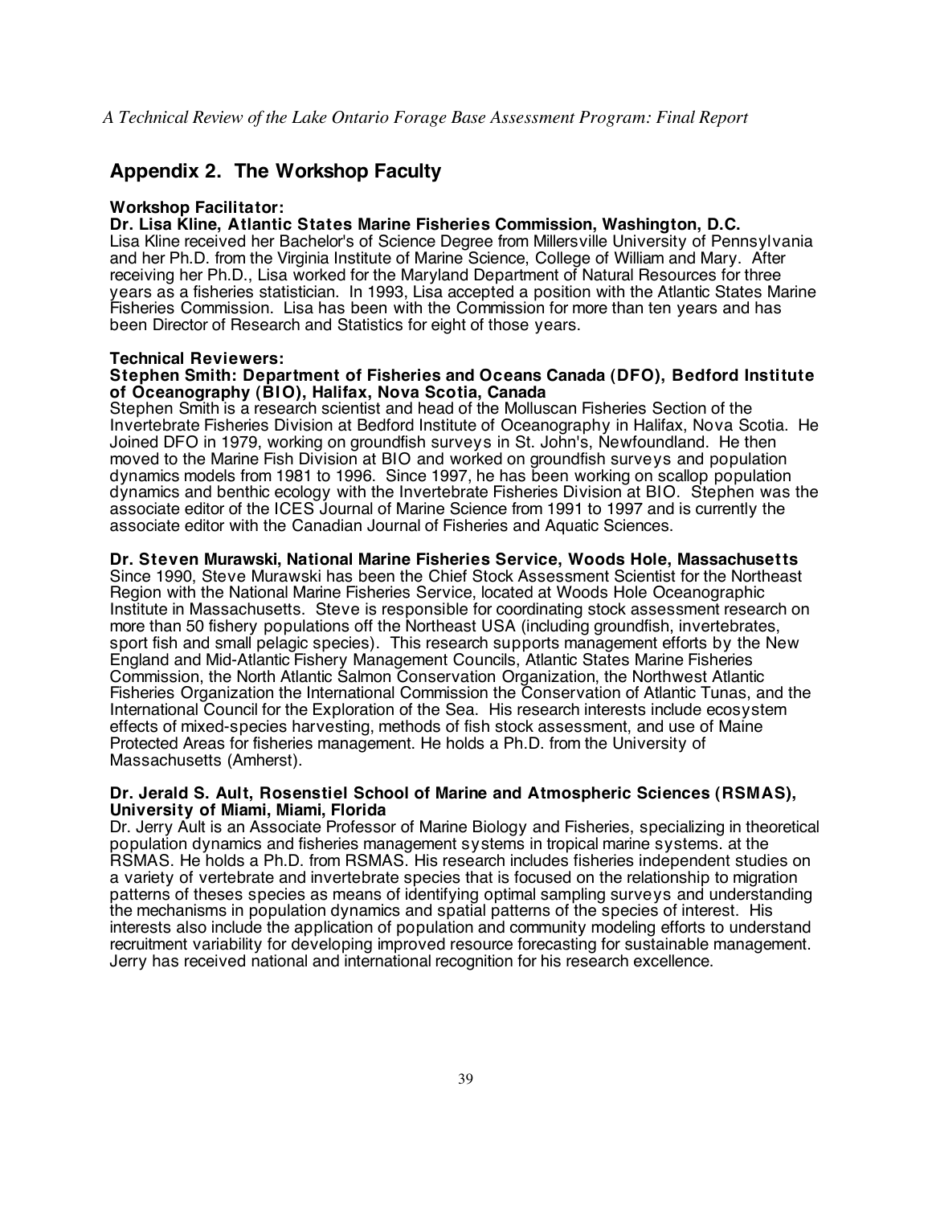## Appendix 2. The Workshop Faculty

**Workshop Facilitator:**

**Dr. Lisa Kline, Atlantic States Marine Fisheries Commission, Washington, D.C.**

Lisa Kline received her Bachelor's of Science Degree from Millersville University of Pennsylvania and her Ph.D. from the Virginia Institute of Marine Science, College of William and Mary. After receiving her Ph.D., Lisa worked for the Maryland Department of Natural Resources for three years as a fisheries statistician. In 1993, Lisa accepted a position with the Atlantic States Marine Fisheries Commission. Lisa has been with the Commission for more than ten years and has been Director of Research and Statistics for eight of those years.

**Technical Reviewers:**

**Stephen Smith: Department of Fisheries and Oceans Canada (DFO), Bedford Institute of Oceanography (BIO), Halifax, Nova Scotia, Canada**

Stephen Smith is a research scientist and head of the Molluscan Fisheries Section of the Invertebrate Fisheries Division at Bedford Institute of Oceanography in Halifax, Nova Scotia. He Joined DFO in 1979, working on groundfish surveys in St. John's, Newfoundland. He then moved to the Marine Fish Division at BIO and worked on groundfish surveys and population dynamics models from 1981 to 1996. Since 1997, he has been working on scallop population dynamics and benthic ecology with the Invertebrate Fisheries Division at BIO. Stephen was the associate editor of the ICES Journal of Marine Science from 1991 to 1997 and is currently the associate editor with the Canadian Journal of Fisheries and Aquatic Sciences.

**Dr. Steven Murawski, National Marine Fisheries Service, Woods Hole, Massachusetts**

Since 1990, Steve Murawski has been the Chief Stock Assessment Scientist for the Northeast Region with the National Marine Fisheries Service, located at Woods Hole Oceanographic Institute in Massachusetts. Steve is responsible for coordinating stock assessment research on more than 50 fishery populations off the Northeast USA (including groundfish, invertebrates, sport fish and small pelagic species). This research supports management efforts by the New England and Mid-Atlantic Fishery Management Councils, Atlantic States Marine Fisheries Commission, the North Atlantic Salmon Conservation Organization, the Northwest Atlantic Fisheries Organization the International Commission the Conservation of Atlantic Tunas, and the International Council for the Exploration of the Sea. His research interests include ecosystem effects of mixed-species harvesting, methods of fish stock assessment, and use of Maine Protected Areas for fisheries management. He holds a Ph.D. from the University of Massachusetts (Amherst).

**Dr. Jerald S. Ault, Rosenstiel School of Marine and Atmospheric Sciences (RSMAS), University of Miami, Miami, Florida**

Dr. Jerry Ault is an Associate Professor of Marine Biology and Fisheries, specializing in theoretical population dynamics and fisheries management systems in tropical marine systems. at the RSMAS. He holds a Ph.D. from RSMAS. His research includes fisheries independent studies on a variety of vertebrate and invertebrate species that is focused on the relationship to migration patterns of theses species as means of identifying optimal sampling surveys and understanding the mechanisms in population dynamics and spatial patterns of the species of interest. His interests also include the application of population and community modeling efforts to understand recruitment variability for developing improved resource forecasting for sustainable management. Jerry has received national and international recognition for his research excellence.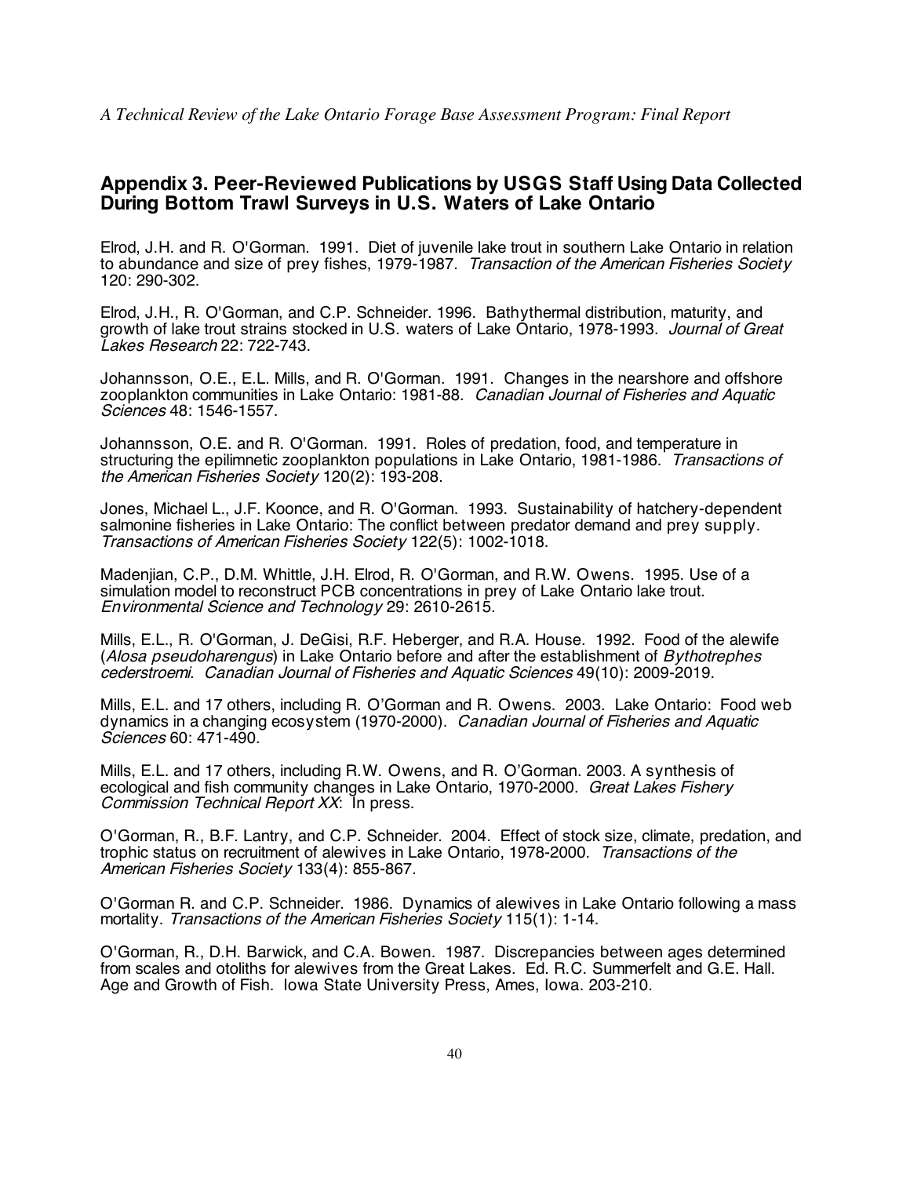## Appendix 3. Peer-Reviewed Publications by USGS Staff Using Data Collected During Bottom Trawl Surveys in U.S. Waters of Lake Ontario

Elrod, J.H. and R. O'Gorman. 1991. Diet of juvenile lake trout in southern Lake Ontario in relation to abundance and size of prey fishes, 1979-1987. *Transaction of the American Fisheries Society* 120: 290-302.

Elrod, J.H., R. O'Gorman, and C.P. Schneider. 1996. Bathythermal distribution, maturity, and growth of lake trout strains stocked in U.S. waters of Lake Ontario, 1978-1993. *Journal of Great Lakes Research* 22: 722-743.

Johannsson, O.E., E.L. Mills, and R. O'Gorman. 1991. Changes in the nearshore and offshore zooplankton communities in Lake Ontario: 1981-88. *Canadian Journal of Fisheries and Aquatic Sciences* 48: 1546-1557.

Johannsson, O.E. and R. O'Gorman. 1991. Roles of predation, food, and temperature in structuring the epilimnetic zooplankton populations in Lake Ontario, 1981-1986. *Transactions of the American Fisheries Society* 120(2): 193-208.

Jones, Michael L., J.F. Koonce, and R. O'Gorman. 1993. Sustainability of hatchery-dependent salmonine fisheries in Lake Ontario: The conflict between predator demand and prey supply. *Transactions of American Fisheries Society* 122(5): 1002-1018.

Madenjian, C.P., D.M. Whittle, J.H. Elrod, R. O'Gorman, and R.W. Owens. 1995. Use of a simulation model to reconstruct PCB concentrations in prey of Lake Ontario lake trout. *Environmental Science and Technology* 29: 2610-2615.

Mills, E.L., R. O'Gorman, J. DeGisi, R.F. Heberger, and R.A. House. 1992. Food of the alewife (*Alosa pseudoharengus*) in Lake Ontario before and after the establishment of *Bythotrephes cederstroemi*. *Canadian Journal of Fisheries and Aquatic Sciences* 49(10): 2009-2019.

Mills, E.L. and 17 others, including R. O'Gorman and R. Owens. 2003. Lake Ontario: Food web dynamics in a changing ecosystem (1970-2000). *Canadian Journal of Fisheries and Aquatic Sciences* 60: 471-490.

Mills, E.L. and 17 others, including R.W. Owens, and R. O'Gorman. 2003. A synthesis of ecological and fish community changes in Lake Ontario, 1970-2000. *Great Lakes Fishery Commission Technical Report XX*: In press.

O'Gorman, R., B.F. Lantry, and C.P. Schneider. 2004. Effect of stock size, climate, predation, and trophic status on recruitment of alewives in Lake Ontario, 1978-2000. *Transactions of the American Fisheries Society* 133(4): 855-867.

O'Gorman R. and C.P. Schneider. 1986. Dynamics of alewives in Lake Ontario following a mass mortality. *Transactions of the American Fisheries Society* 115(1): 1-14.

O'Gorman, R., D.H. Barwick, and C.A. Bowen. 1987. Discrepancies between ages determined from scales and otoliths for alewives from the Great Lakes. Ed. R.C. Summerfelt and G.E. Hall. Age and Growth of Fish. Iowa State University Press, Ames, Iowa. 203-210.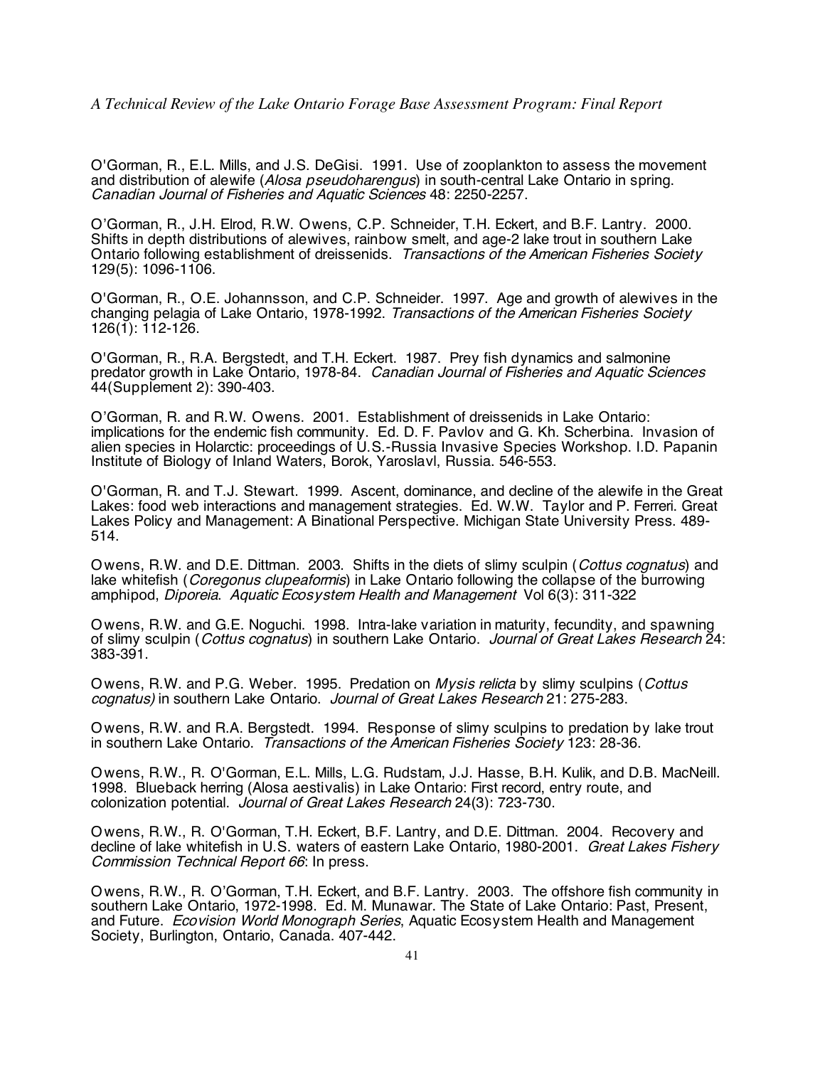O'Gorman, R., E.L. Mills, and J.S. DeGisi. 1991. Use of zooplankton to assess the movement and distribution of alewife (*Alosa pseudoharengus*) in south-central Lake Ontario in spring. *Canadian Journal of Fisheries and Aquatic Sciences* 48: 2250-2257.

O'Gorman, R., J.H. Elrod, R.W. Owens, C.P. Schneider, T.H. Eckert, and B.F. Lantry. 2000. Shifts in depth distributions of alewives, rainbow smelt, and age-2 lake trout in southern Lake Ontario following establishment of dreissenids. *Transactions of the American Fisheries Society* 129(5): 1096-1106.

O'Gorman, R., O.E. Johannsson, and C.P. Schneider. 1997. Age and growth of alewives in the changing pelagia of Lake Ontario, 1978-1992. *Transactions of the American Fisheries Society* 126(1): 112-126.

O'Gorman, R., R.A. Bergstedt, and T.H. Eckert. 1987. Prey fish dynamics and salmonine predator growth in Lake Ontario, 1978-84. *Canadian Journal of Fisheries and Aquatic Sciences* 44(Supplement 2): 390-403.

O'Gorman, R. and R.W. Owens. 2001. Establishment of dreissenids in Lake Ontario: implications for the endemic fish community. Ed. D. F. Pavlov and G. Kh. Scherbina. Invasion of alien species in Holarctic: proceedings of U.S.-Russia Invasive Species Workshop. I.D. Papanin Institute of Biology of Inland Waters, Borok, Yaroslavl, Russia. 546-553.

O'Gorman, R. and T.J. Stewart. 1999. Ascent, dominance, and decline of the alewife in the Great Lakes: food web interactions and management strategies. Ed. W.W. Taylor and P. Ferreri. Great Lakes Policy and Management: A Binational Perspective. Michigan State University Press. 489-514.

Owens, R.W. and D.E. Dittman. 2003. Shifts in the diets of slimy sculpin (*Cottus cognatus*) and lake whitefish (*Coregonus clupeaformis*) in Lake Ontario following the collapse of the burrowing amphipod, *Diporeia*. *Aquatic Ecosystem Health and Management* Vol 6(3): 311-322

Owens, R.W. and G.E. Noguchi. 1998. Intra-lake variation in maturity, fecundity, and spawning of slimy sculpin (*Cottus cognatus*) in southern Lake Ontario. *Journal of Great Lakes Research* 24: 383-391.

Owens, R.W. and P.G. Weber. 1995. Predation on *Mysis relicta* by slimy sculpins (*Cottus cognatus)* in southern Lake Ontario. *Journal of Great Lakes Research* 21: 275-283.

Owens, R.W. and R.A. Bergstedt. 1994. Response of slimy sculpins to predation by lake trout in southern Lake Ontario. *Transactions of the American Fisheries Society* 123: 28-36.

Owens, R.W., R. O'Gorman, E.L. Mills, L.G. Rudstam, J.J. Hasse, B.H. Kulik, and D.B. MacNeill. 1998. Blueback herring (Alosa aestivalis) in Lake Ontario: First record, entry route, and colonization potential. *Journal of Great Lakes Research* 24(3): 723-730.

Owens, R.W., R. O'Gorman, T.H. Eckert, B.F. Lantry, and D.E. Dittman. 2004. Recovery and decline of lake whitefish in U.S. waters of eastern Lake Ontario, 1980-2001. *Great Lakes Fishery Commission Technical Report 66*: In press.

Owens, R.W., R. O'Gorman, T.H. Eckert, and B.F. Lantry. 2003. The offshore fish community in southern Lake Ontario, 1972-1998. Ed. M. Munawar. The State of Lake Ontario: Past, Present, and Future. *Ecovision World Monograph Series*, Aquatic Ecosystem Health and Management Society, Burlington, Ontario, Canada. 407-442.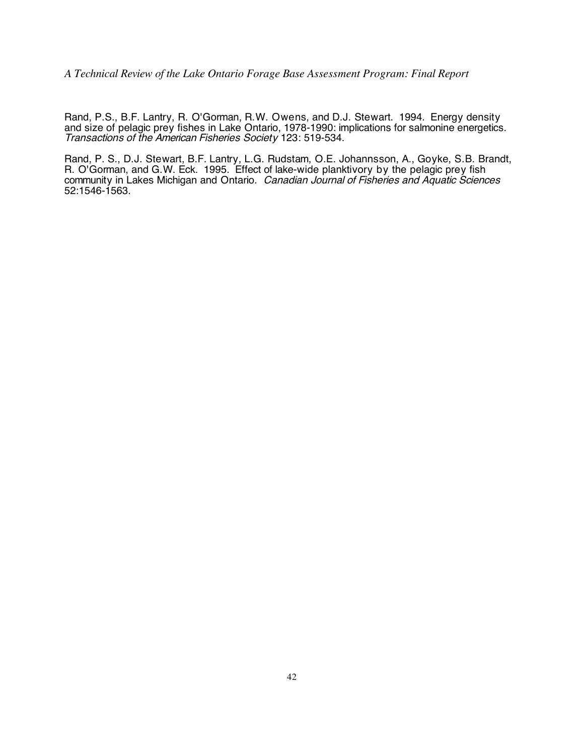Rand, P.S., B.F. Lantry, R. O'Gorman, R.W. Owens, and D.J. Stewart. 1994. Energy density and size of pelagic prey fishes in Lake Ontario, 1978-1990: implications for salmonine energetics. *Transactions of the American Fisheries Society* 123: 519-534.

Rand, P. S., D.J. Stewart, B.F. Lantry, L.G. Rudstam, O.E. Johannsson, A., Goyke, S.B. Brandt, R. O'Gorman, and G.W. Eck. 1995. Effect of lake-wide planktivory by the pelagic prey fish community in Lakes Michigan and Ontario. *Canadian Journal of Fisheries and Aquatic Sciences* 52:1546-1563.